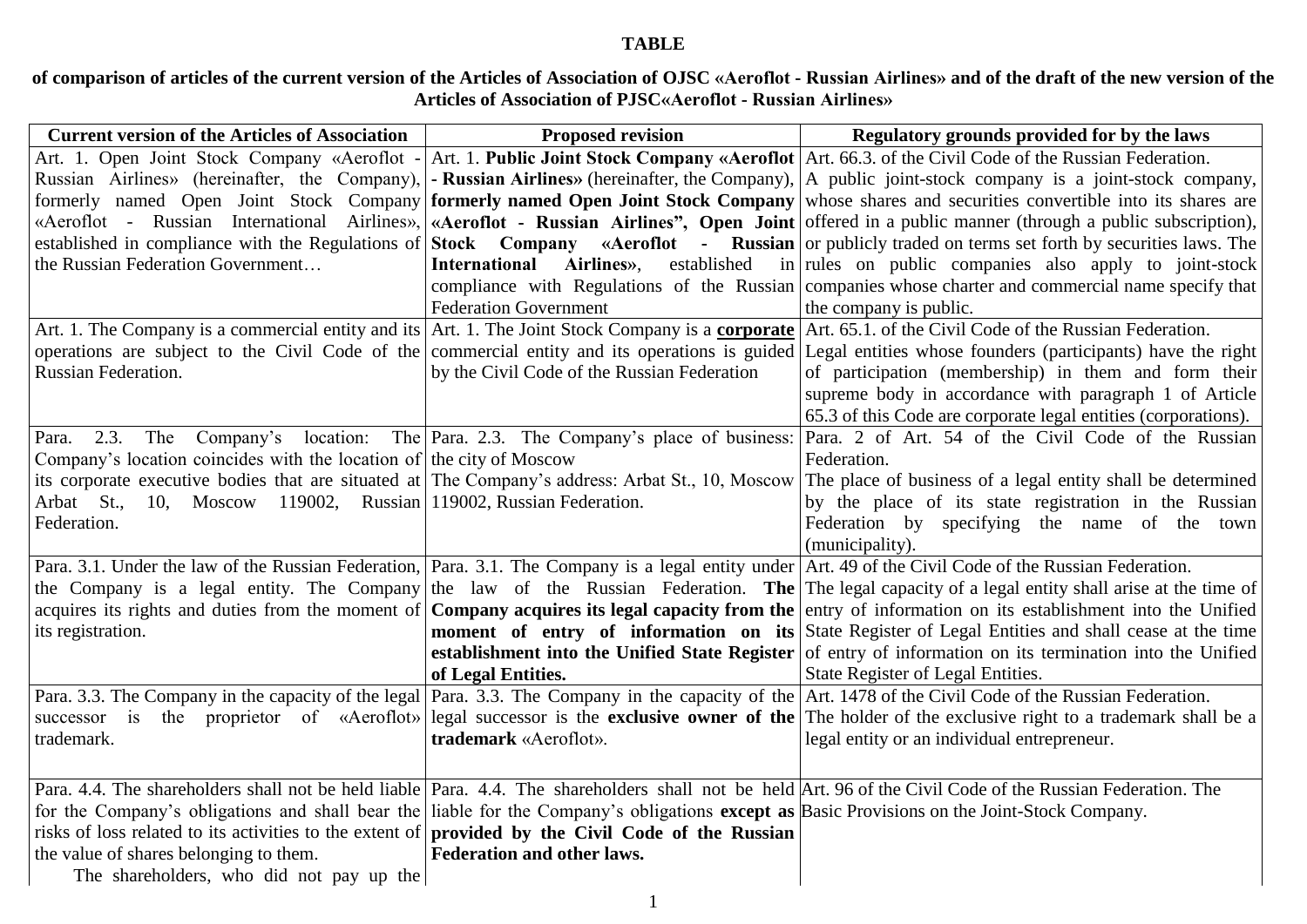**TABLE**

**of comparison of articles of the current version of the Articles of Association of OJSC «Aeroflot - Russian Airlines» and of the draft of the new version of the Articles of Association of PJSC«Aeroflot - Russian Airlines»**

| Current version of the Articles of Association | Proposed revision | Regulatory grounds provided for by the laws |
|---|---|---|
| Art. 1. Open Joint Stock Company «Aeroflot - Russian Airlines» (hereinafter, the Company), formerly named Open Joint Stock Company «Aeroflot - Russian International Airlines», established in compliance with the Regulations of the Russian Federation Government… | Art. 1. **Public Joint Stock Company «Aeroflot - Russian Airlines»** (hereinafter, the Company), **formerly named Open Joint Stock Company «Aeroflot - Russian Airlines", Open Joint Stock Company «Aeroflot - Russian International Airlines»**, established in compliance with Regulations of the Russian Federation Government | Art. 66.3. of the Civil Code of the Russian Federation. A public joint-stock company is a joint-stock company, whose shares and securities convertible into its shares are offered in a public manner (through a public subscription), or publicly traded on terms set forth by securities laws. The rules on public companies also apply to joint-stock companies whose charter and commercial name specify that the company is public. |
| Art. 1. The Company is a commercial entity and its operations are subject to the Civil Code of the Russian Federation. | Art. 1. The Joint Stock Company is a **corporate** commercial entity and its operations is guided by the Civil Code of the Russian Federation | Art. 65.1. of the Civil Code of the Russian Federation. Legal entities whose founders (participants) have the right of participation (membership) in them and form their supreme body in accordance with paragraph 1 of Article 65.3 of this Code are corporate legal entities (corporations). |
| Para. 2.3. The Company's location: The Company's location coincides with the location of its corporate executive bodies that are situated at Arbat St., 10, Moscow 119002, Russian Federation. | Para. 2.3. The Company's place of business: the city of Moscow<br>The Company's address: Arbat St., 10, Moscow 119002, Russian Federation. | Para. 2 of Art. 54 of the Civil Code of the Russian Federation. The place of business of a legal entity shall be determined by the place of its state registration in the Russian Federation by specifying the name of the town (municipality). |
| Para. 3.1. Under the law of the Russian Federation, the Company is a legal entity. The Company acquires its rights and duties from the moment of its registration. | Para. 3.1. The Company is a legal entity under the law of the Russian Federation. **The Company acquires its legal capacity from the moment of entry of information on its establishment into the Unified State Register of Legal Entities.** | Art. 49 of the Civil Code of the Russian Federation. The legal capacity of a legal entity shall arise at the time of entry of information on its establishment into the Unified State Register of Legal Entities and shall cease at the time of entry of information on its termination into the Unified State Register of Legal Entities. |
| Para. 3.3. The Company in the capacity of the legal successor is the proprietor of «Aeroflot» trademark. | Para. 3.3. The Company in the capacity of the legal successor is the **exclusive owner of the trademark** «Aeroflot». | Art. 1478 of the Civil Code of the Russian Federation. The holder of the exclusive right to a trademark shall be a legal entity or an individual entrepreneur. |
| Para. 4.4. The shareholders shall not be held liable for the Company's obligations and shall bear the risks of loss related to its activities to the extent of the value of shares belonging to them.<br>The shareholders, who did not pay up the | Para. 4.4. The shareholders shall not be held liable for the Company's obligations **except as provided by the Civil Code of the Russian Federation and other laws.** | Art. 96 of the Civil Code of the Russian Federation. The Basic Provisions on the Joint-Stock Company. |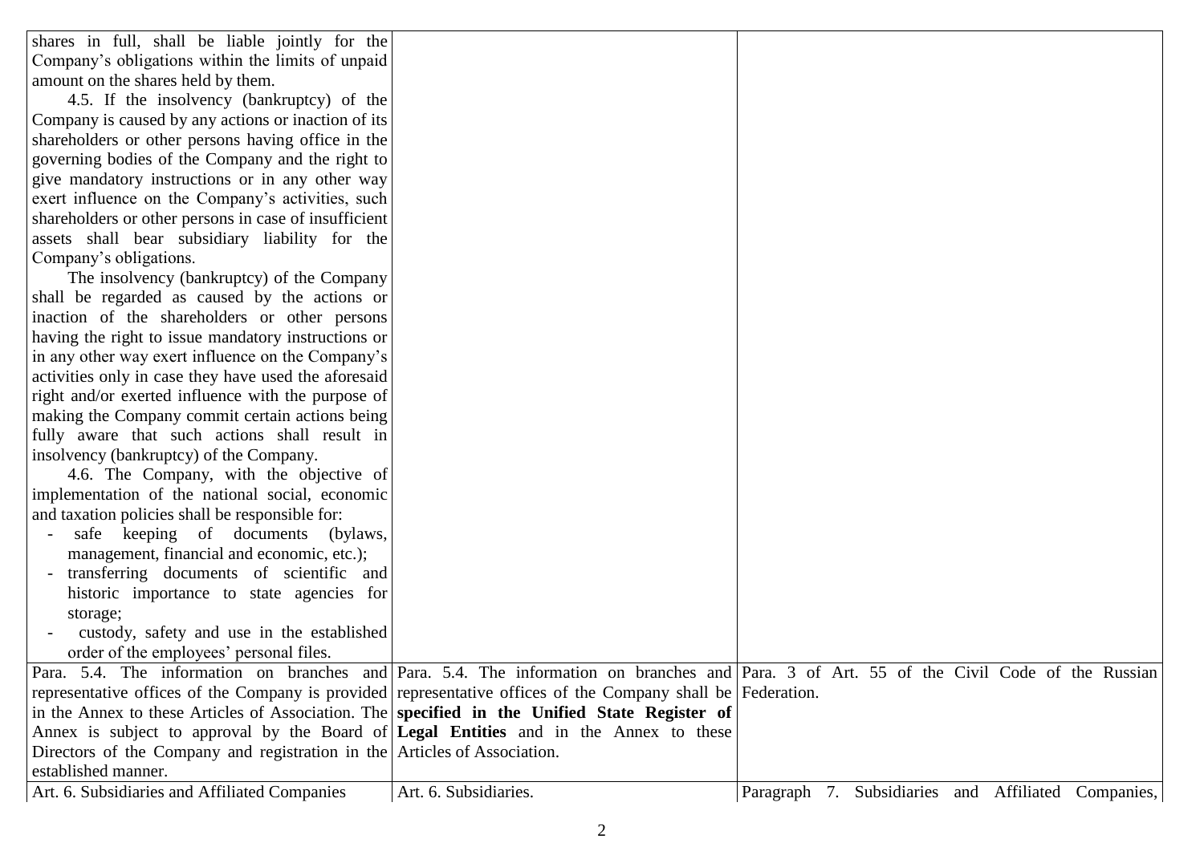| | | |
|---|---|---|
| shares in full, shall be liable jointly for the Company's obligations within the limits of unpaid amount on the shares held by them.<br>4.5. If the insolvency (bankruptcy) of the Company is caused by any actions or inaction of its shareholders or other persons having office in the governing bodies of the Company and the right to give mandatory instructions or in any other way exert influence on the Company's activities, such shareholders or other persons in case of insufficient assets shall bear subsidiary liability for the Company's obligations.<br>The insolvency (bankruptcy) of the Company shall be regarded as caused by the actions or inaction of the shareholders or other persons having the right to issue mandatory instructions or in any other way exert influence on the Company's activities only in case they have used the aforesaid right and/or exerted influence with the purpose of making the Company commit certain actions being fully aware that such actions shall result in insolvency (bankruptcy) of the Company.<br>4.6. The Company, with the objective of implementation of the national social, economic and taxation policies shall be responsible for:<br>- safe keeping of documents (bylaws, management, financial and economic, etc.);<br>- transferring documents of scientific and historic importance to state agencies for storage;<br>- custody, safety and use in the established order of the employees' personal files. | | |
| Para. 5.4. The information on branches and representative offices of the Company is provided in the Annex to these Articles of Association. The Annex is subject to approval by the Board of Directors of the Company and registration in the established manner. | Para. 5.4. The information on branches and representative offices of the Company shall be **specified in the Unified State Register of Legal Entities** and in the Annex to these Articles of Association. | Para. 3 of Art. 55 of the Civil Code of the Russian Federation. |
| Art. 6. Subsidiaries and Affiliated Companies | Art. 6. Subsidiaries. | Paragraph 7. Subsidiaries and Affiliated Companies, |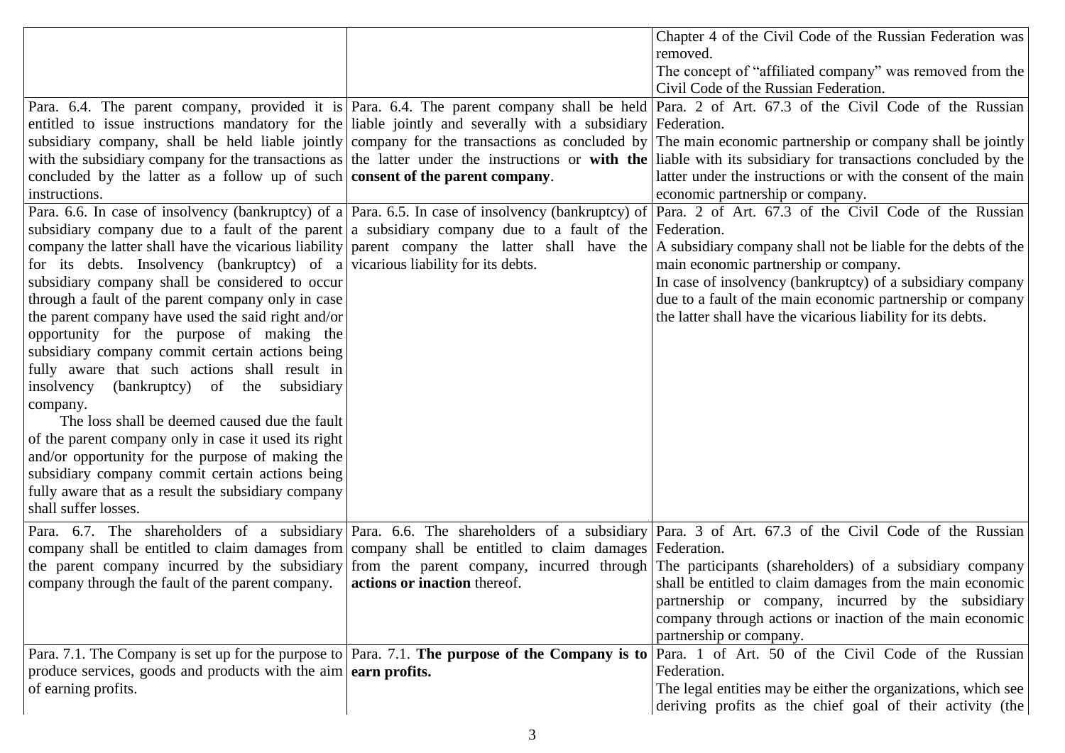| | | |
|---|---|---|
| | | Chapter 4 of the Civil Code of the Russian Federation was removed.<br>The concept of "affiliated company" was removed from the Civil Code of the Russian Federation. |
| Para. 6.4. The parent company, provided it is entitled to issue instructions mandatory for the subsidiary company, shall be held liable jointly with the subsidiary company for the transactions as concluded by the latter as a follow up of such instructions. | Para. 6.4. The parent company shall be held liable jointly and severally with a subsidiary company for the transactions as concluded by the latter under the instructions or **with the consent of the parent company**. | Para. 2 of Art. 67.3 of the Civil Code of the Russian Federation.<br>The main economic partnership or company shall be jointly liable with its subsidiary for transactions concluded by the latter under the instructions or with the consent of the main economic partnership or company. |
| Para. 6.6. In case of insolvency (bankruptcy) of a subsidiary company due to a fault of the parent company the latter shall have the vicarious liability for its debts. Insolvency (bankruptcy) of a subsidiary company shall be considered to occur through a fault of the parent company only in case the parent company have used the said right and/or opportunity for the purpose of making the subsidiary company commit certain actions being fully aware that such actions shall result in insolvency (bankruptcy) of the subsidiary company.<br>The loss shall be deemed caused due the fault of the parent company only in case it used its right and/or opportunity for the purpose of making the subsidiary company commit certain actions being fully aware that as a result the subsidiary company shall suffer losses. | Para. 6.5. In case of insolvency (bankruptcy) of a subsidiary company due to a fault of the parent company the latter shall have the vicarious liability for its debts. | Para. 2 of Art. 67.3 of the Civil Code of the Russian Federation.<br>A subsidiary company shall not be liable for the debts of the main economic partnership or company.<br>In case of insolvency (bankruptcy) of a subsidiary company due to a fault of the main economic partnership or company the latter shall have the vicarious liability for its debts. |
| Para. 6.7. The shareholders of a subsidiary company shall be entitled to claim damages from the parent company incurred by the subsidiary company through the fault of the parent company. | Para. 6.6. The shareholders of a subsidiary company shall be entitled to claim damages from the parent company, incurred through **actions or inaction** thereof. | Para. 3 of Art. 67.3 of the Civil Code of the Russian Federation.<br>The participants (shareholders) of a subsidiary company shall be entitled to claim damages from the main economic partnership or company, incurred by the subsidiary company through actions or inaction of the main economic partnership or company. |
| Para. 7.1. The Company is set up for the purpose to produce services, goods and products with the aim of earning profits. | Para. 7.1. **The purpose of the Company is to earn profits.** | Para. 1 of Art. 50 of the Civil Code of the Russian Federation.<br>The legal entities may be either the organizations, which see deriving profits as the chief goal of their activity (the |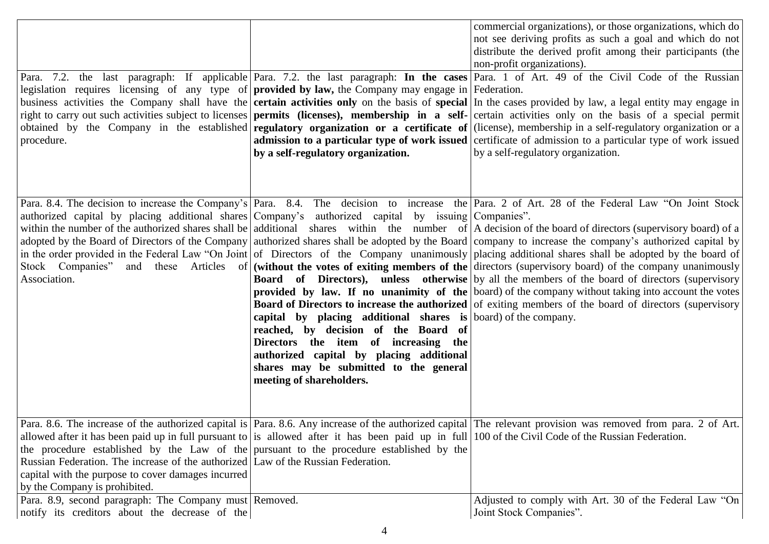| | | |
|---|---|---|
| | | commercial organizations), or those organizations, which do not see deriving profits as such a goal and which do not distribute the derived profit among their participants (the non-profit organizations). |
| Para. 7.2. the last paragraph: If applicable legislation requires licensing of any type of business activities the Company shall have the right to carry out such activities subject to licenses obtained by the Company in the established procedure. | Para. 7.2. the last paragraph: **In the cases provided by law,** the Company may engage in **certain activities only** on the basis of **special permits (licenses), membership in a self-regulatory organization or a certificate of admission to a particular type of work issued by a self-regulatory organization.** | Para. 1 of Art. 49 of the Civil Code of the Russian Federation. In the cases provided by law, a legal entity may engage in certain activities only on the basis of a special permit (license), membership in a self-regulatory organization or a certificate of admission to a particular type of work issued by a self-regulatory organization. |
| Para. 8.4. The decision to increase the Company's authorized capital by placing additional shares within the number of the authorized shares shall be adopted by the Board of Directors of the Company in the order provided in the Federal Law "On Joint Stock Companies" and these Articles of Association. | Para. 8.4. The decision to increase the Company's authorized capital by issuing additional shares within the number of authorized shares shall be adopted by the Board of Directors of the Company unanimously **(without the votes of exiting members of the Board of Directors), unless otherwise provided by law. If no unanimity of the Board of Directors to increase the authorized capital by placing additional shares is reached, by decision of the Board of Directors the item of increasing the authorized capital by placing additional shares may be submitted to the general meeting of shareholders.** | Para. 2 of Art. 28 of the Federal Law "On Joint Stock Companies". A decision of the board of directors (supervisory board) of a company to increase the company's authorized capital by placing additional shares shall be adopted by the board of directors (supervisory board) of the company unanimously by all the members of the board of directors (supervisory board) of the company without taking into account the votes of exiting members of the board of directors (supervisory board) of the company. |
| Para. 8.6. The increase of the authorized capital is allowed after it has been paid up in full pursuant to the procedure established by the Law of the Russian Federation. The increase of the authorized capital with the purpose to cover damages incurred by the Company is prohibited. | Para. 8.6. Any increase of the authorized capital is allowed after it has been paid up in full pursuant to the procedure established by the Law of the Russian Federation. | The relevant provision was removed from para. 2 of Art. 100 of the Civil Code of the Russian Federation. |
| Para. 8.9, second paragraph: The Company must notify its creditors about the decrease of the | Removed. | Adjusted to comply with Art. 30 of the Federal Law "On Joint Stock Companies". |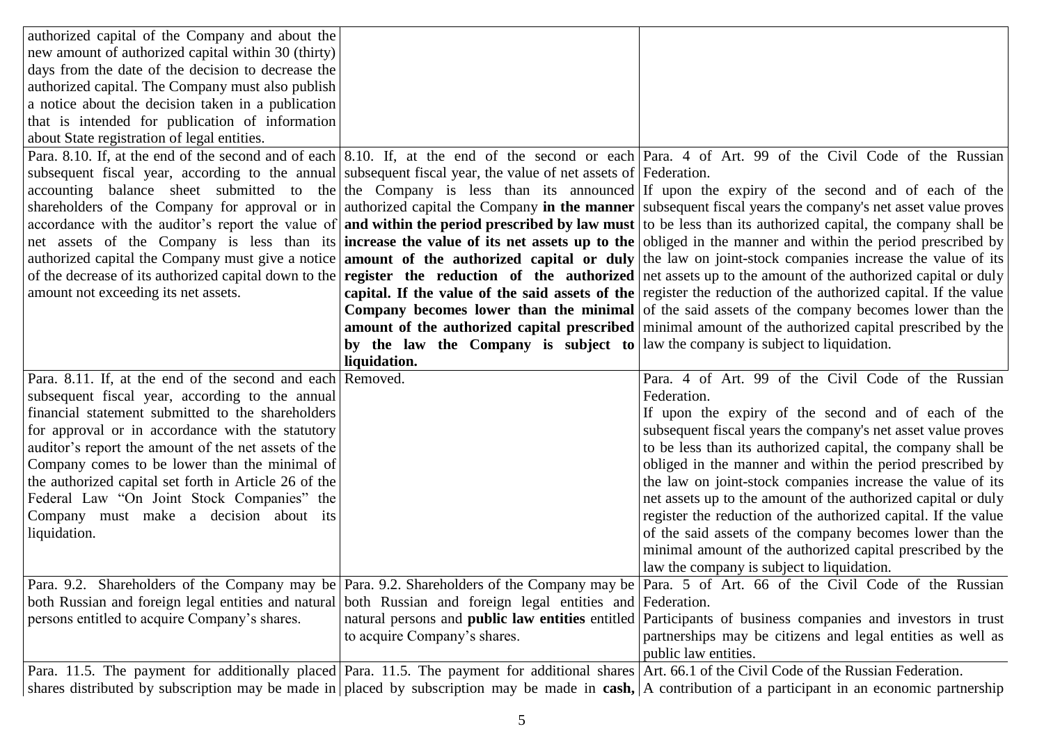| | | |
|---|---|---|
| authorized capital of the Company and about the new amount of authorized capital within 30 (thirty) days from the date of the decision to decrease the authorized capital. The Company must also publish a notice about the decision taken in a publication that is intended for publication of information about State registration of legal entities. | | |
| Para. 8.10. If, at the end of the second and of each subsequent fiscal year, according to the annual accounting balance sheet submitted to the shareholders of the Company for approval or in accordance with the auditor's report the value of net assets of the Company is less than its authorized capital the Company must give a notice of the decrease of its authorized capital down to the amount not exceeding its net assets. | 8.10. If, at the end of the second or each subsequent fiscal year, the value of net assets of the Company is less than its announced authorized capital the Company **in the manner and within the period prescribed by law must increase the value of its net assets up to the amount of the authorized capital or duly register the reduction of the authorized capital. If the value of the said assets of the Company becomes lower than the minimal amount of the authorized capital prescribed by the law the Company is subject to liquidation.** | Para. 4 of Art. 99 of the Civil Code of the Russian Federation. If upon the expiry of the second and of each of the subsequent fiscal years the company's net asset value proves to be less than its authorized capital, the company shall be obliged in the manner and within the period prescribed by the law on joint-stock companies increase the value of its net assets up to the amount of the authorized capital or duly register the reduction of the authorized capital. If the value of the said assets of the company becomes lower than the minimal amount of the authorized capital prescribed by the law the company is subject to liquidation. |
| Para. 8.11. If, at the end of the second and each subsequent fiscal year, according to the annual financial statement submitted to the shareholders for approval or in accordance with the statutory auditor's report the amount of the net assets of the Company comes to be lower than the minimal of the authorized capital set forth in Article 26 of the Federal Law "On Joint Stock Companies" the Company must make a decision about its liquidation. | Removed. | Para. 4 of Art. 99 of the Civil Code of the Russian Federation. If upon the expiry of the second and of each of the subsequent fiscal years the company's net asset value proves to be less than its authorized capital, the company shall be obliged in the manner and within the period prescribed by the law on joint-stock companies increase the value of its net assets up to the amount of the authorized capital or duly register the reduction of the authorized capital. If the value of the said assets of the company becomes lower than the minimal amount of the authorized capital prescribed by the law the company is subject to liquidation. |
| Para. 9.2. Shareholders of the Company may be both Russian and foreign legal entities and natural persons entitled to acquire Company's shares. | Para. 9.2. Shareholders of the Company may be both Russian and foreign legal entities and natural persons and **public law entities** entitled to acquire Company's shares. | Para. 5 of Art. 66 of the Civil Code of the Russian Federation. Participants of business companies and investors in trust partnerships may be citizens and legal entities as well as public law entities. |
| Para. 11.5. The payment for additionally placed shares distributed by subscription may be made in | Para. 11.5. The payment for additional shares placed by subscription may be made in **cash,** | Art. 66.1 of the Civil Code of the Russian Federation. A contribution of a participant in an economic partnership |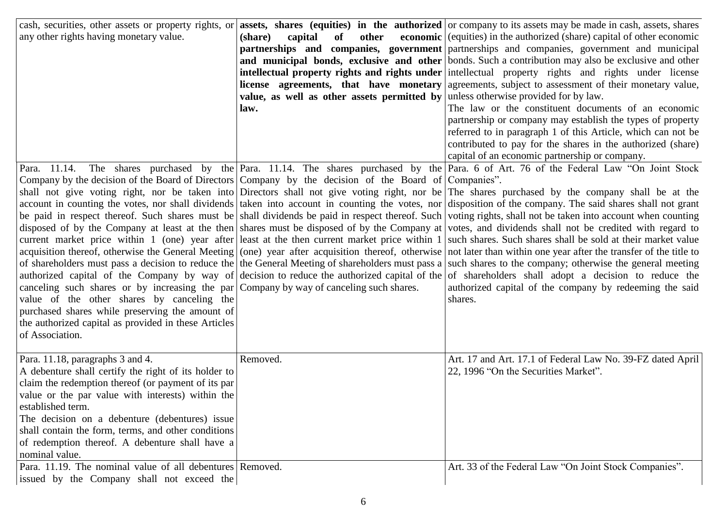| | | |
|---|---|---|
| cash, securities, other assets or property rights, or any other rights having monetary value. | **assets, shares (equities) in the authorized (share) capital of other economic partnerships and companies, government and municipal bonds, exclusive and other intellectual property rights and rights under license agreements, that have monetary value, as well as other assets permitted by law.** | or company to its assets may be made in cash, assets, shares (equities) in the authorized (share) capital of other economic partnerships and companies, government and municipal bonds. Such a contribution may also be exclusive and other intellectual property rights and rights under license agreements, subject to assessment of their monetary value, unless otherwise provided for by law.<br>The law or the constituent documents of an economic partnership or company may establish the types of property referred to in paragraph 1 of this Article, which can not be contributed to pay for the shares in the authorized (share) capital of an economic partnership or company. |
| Para. 11.14. The shares purchased by the Company by the decision of the Board of Directors shall not give voting right, nor be taken into account in counting the votes, nor shall dividends be paid in respect thereof. Such shares must be disposed of by the Company at least at the then current market price within 1 (one) year after acquisition thereof, otherwise the General Meeting of shareholders must pass a decision to reduce the authorized capital of the Company by way of canceling such shares or by increasing the par value of the other shares by canceling the purchased shares while preserving the amount of the authorized capital as provided in these Articles of Association. | Para. 11.14. The shares purchased by the Company by the decision of the Board of Directors shall not give voting right, nor be taken into account in counting the votes, nor shall dividends be paid in respect thereof. Such shares must be disposed of by the Company at least at the then current market price within 1 (one) year after acquisition thereof, otherwise the General Meeting of shareholders must pass a decision to reduce the authorized capital of the Company by way of canceling such shares. | Para. 6 of Art. 76 of the Federal Law "On Joint Stock Companies".<br>The shares purchased by the company shall be at the disposition of the company. The said shares shall not grant voting rights, shall not be taken into account when counting votes, and dividends shall not be credited with regard to such shares. Such shares shall be sold at their market value not later than within one year after the transfer of the title to such shares to the company; otherwise the general meeting of shareholders shall adopt a decision to reduce the authorized capital of the company by redeeming the said shares. |
| Para. 11.18, paragraphs 3 and 4.<br>A debenture shall certify the right of its holder to claim the redemption thereof (or payment of its par value or the par value with interests) within the established term.<br>The decision on a debenture (debentures) issue shall contain the form, terms, and other conditions of redemption thereof. A debenture shall have a nominal value. | Removed. | Art. 17 and Art. 17.1 of Federal Law No. 39-FZ dated April 22, 1996 "On the Securities Market". |
| Para. 11.19. The nominal value of all debentures issued by the Company shall not exceed the | Removed. | Art. 33 of the Federal Law "On Joint Stock Companies". |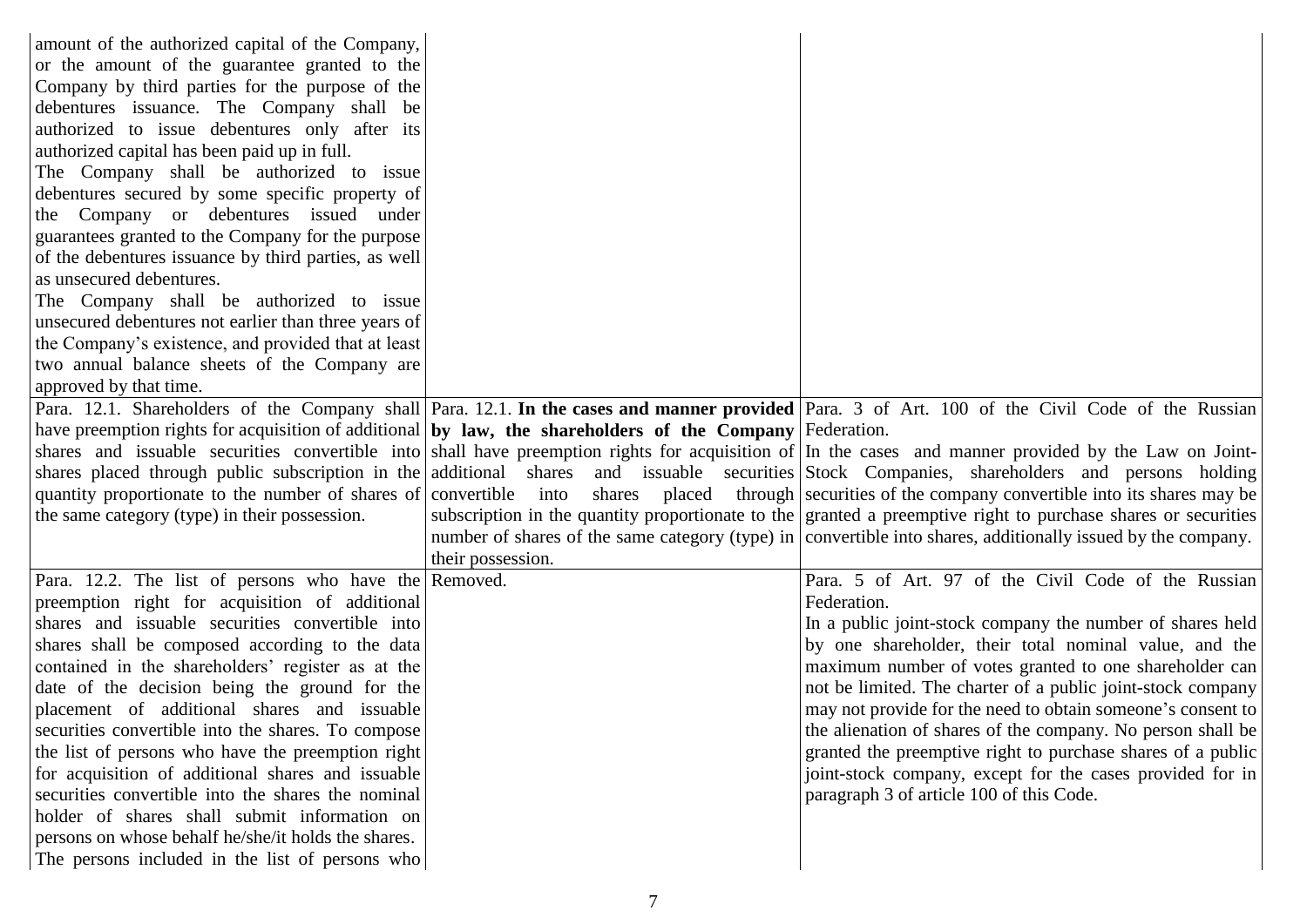| | | |
|---|---|---|
| amount of the authorized capital of the Company, or the amount of the guarantee granted to the Company by third parties for the purpose of the debentures issuance. The Company shall be authorized to issue debentures only after its authorized capital has been paid up in full.<br>The Company shall be authorized to issue debentures secured by some specific property of the Company or debentures issued under guarantees granted to the Company for the purpose of the debentures issuance by third parties, as well as unsecured debentures.<br>The Company shall be authorized to issue unsecured debentures not earlier than three years of the Company's existence, and provided that at least two annual balance sheets of the Company are approved by that time. | | |
| Para. 12.1. Shareholders of the Company shall have preemption rights for acquisition of additional shares and issuable securities convertible into shares placed through public subscription in the quantity proportionate to the number of shares of the same category (type) in their possession. | Para. 12.1. **In the cases and manner provided by law, the shareholders of the Company** shall have preemption rights for acquisition of additional shares and issuable securities convertible into shares placed through subscription in the quantity proportionate to the number of shares of the same category (type) in their possession. | Para. 3 of Art. 100 of the Civil Code of the Russian Federation.<br>In the cases and manner provided by the Law on Joint-Stock Companies, shareholders and persons holding securities of the company convertible into its shares may be granted a preemptive right to purchase shares or securities convertible into shares, additionally issued by the company. |
| Para. 12.2. The list of persons who have the preemption right for acquisition of additional shares and issuable securities convertible into shares shall be composed according to the data contained in the shareholders' register as at the date of the decision being the ground for the placement of additional shares and issuable securities convertible into the shares. To compose the list of persons who have the preemption right for acquisition of additional shares and issuable securities convertible into the shares the nominal holder of shares shall submit information on persons on whose behalf he/she/it holds the shares.<br>The persons included in the list of persons who | Removed. | Para. 5 of Art. 97 of the Civil Code of the Russian Federation.<br>In a public joint-stock company the number of shares held by one shareholder, their total nominal value, and the maximum number of votes granted to one shareholder can not be limited. The charter of a public joint-stock company may not provide for the need to obtain someone's consent to the alienation of shares of the company. No person shall be granted the preemptive right to purchase shares of a public joint-stock company, except for the cases provided for in paragraph 3 of article 100 of this Code. |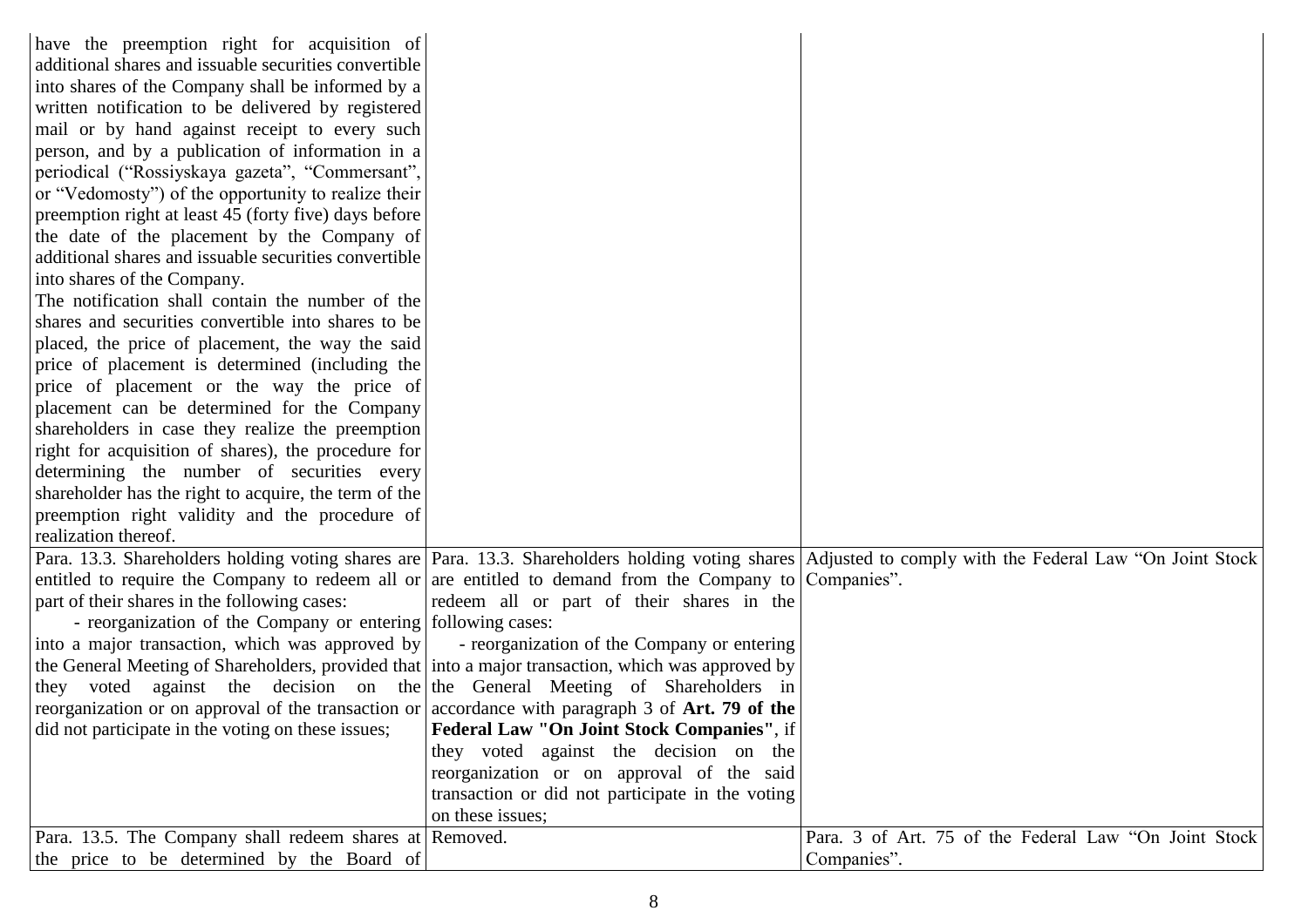| | | |
|---|---|---|
| have the preemption right for acquisition of additional shares and issuable securities convertible into shares of the Company shall be informed by a written notification to be delivered by registered mail or by hand against receipt to every such person, and by a publication of information in a periodical ("Rossiyskaya gazeta", "Commersant", or "Vedomosty") of the opportunity to realize their preemption right at least 45 (forty five) days before the date of the placement by the Company of additional shares and issuable securities convertible into shares of the Company.<br>The notification shall contain the number of the shares and securities convertible into shares to be placed, the price of placement, the way the said price of placement is determined (including the price of placement or the way the price of placement can be determined for the Company shareholders in case they realize the preemption right for acquisition of shares), the procedure for determining the number of securities every shareholder has the right to acquire, the term of the preemption right validity and the procedure of realization thereof. | | |
| Para. 13.3. Shareholders holding voting shares are entitled to require the Company to redeem all or part of their shares in the following cases:<br>- reorganization of the Company or entering into a major transaction, which was approved by the General Meeting of Shareholders, provided that they voted against the decision on the reorganization or on approval of the transaction or did not participate in the voting on these issues; | Para. 13.3. Shareholders holding voting shares are entitled to demand from the Company to redeem all or part of their shares in the following cases:<br>- reorganization of the Company or entering into a major transaction, which was approved by the General Meeting of Shareholders in accordance with paragraph 3 of **Art. 79 of the Federal Law "On Joint Stock Companies"**, if they voted against the decision on the reorganization or on approval of the said transaction or did not participate in the voting on these issues; | Adjusted to comply with the Federal Law "On Joint Stock Companies". |
| Para. 13.5. The Company shall redeem shares at the price to be determined by the Board of | Removed. | Para. 3 of Art. 75 of the Federal Law "On Joint Stock Companies". |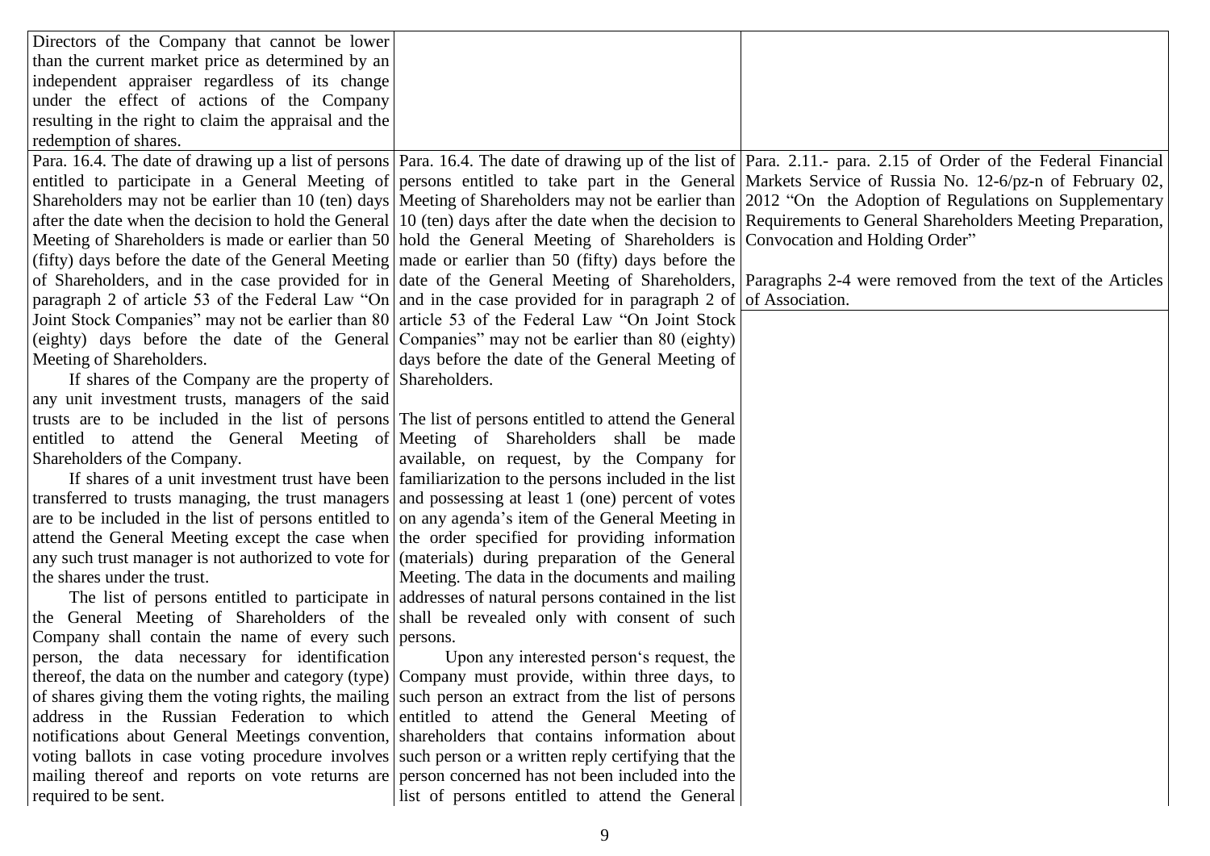| | | |
|---|---|---|
| Directors of the Company that cannot be lower than the current market price as determined by an independent appraiser regardless of its change under the effect of actions of the Company resulting in the right to claim the appraisal and the redemption of shares. | | |
| Para. 16.4. The date of drawing up a list of persons entitled to participate in a General Meeting of Shareholders may not be earlier than 10 (ten) days after the date when the decision to hold the General Meeting of Shareholders is made or earlier than 50 (fifty) days before the date of the General Meeting of Shareholders, and in the case provided for in paragraph 2 of article 53 of the Federal Law "On Joint Stock Companies" may not be earlier than 80 (eighty) days before the date of the General Meeting of Shareholders.<br><br>If shares of the Company are the property of any unit investment trusts, managers of the said trusts are to be included in the list of persons entitled to attend the General Meeting of Shareholders of the Company.<br><br>If shares of a unit investment trust have been transferred to trusts managing, the trust managers are to be included in the list of persons entitled to attend the General Meeting except the case when any such trust manager is not authorized to vote for the shares under the trust.<br><br>The list of persons entitled to participate in the General Meeting of Shareholders of the Company shall contain the name of every such person, the data necessary for identification thereof, the data on the number and category (type) of shares giving them the voting rights, the mailing address in the Russian Federation to which notifications about General Meetings convention, voting ballots in case voting procedure involves mailing thereof and reports on vote returns are required to be sent. | Para. 16.4. The date of drawing up of the list of persons entitled to take part in the General Meeting of Shareholders may not be earlier than 10 (ten) days after the date when the decision to hold the General Meeting of Shareholders is made or earlier than 50 (fifty) days before the date of the General Meeting of Shareholders, and in the case provided for in paragraph 2 of article 53 of the Federal Law "On Joint Stock Companies" may not be earlier than 80 (eighty) days before the date of the General Meeting of Shareholders.<br><br>The list of persons entitled to attend the General Meeting of Shareholders shall be made available, on request, by the Company for familiarization to the persons included in the list and possessing at least 1 (one) percent of votes on any agenda's item of the General Meeting in the order specified for providing information (materials) during preparation of the General Meeting. The data in the documents and mailing addresses of natural persons contained in the list shall be revealed only with consent of such persons.<br><br>Upon any interested person's request, the Company must provide, within three days, to such person an extract from the list of persons entitled to attend the General Meeting of shareholders that contains information about such person or a written reply certifying that the person concerned has not been included into the list of persons entitled to attend the General | Para. 2.11.- para. 2.15 of Order of the Federal Financial Markets Service of Russia No. 12-6/pz-n of February 02, 2012 "On the Adoption of Regulations on Supplementary Requirements to General Shareholders Meeting Preparation, Convocation and Holding Order"<br><br>Paragraphs 2-4 were removed from the text of the Articles of Association. |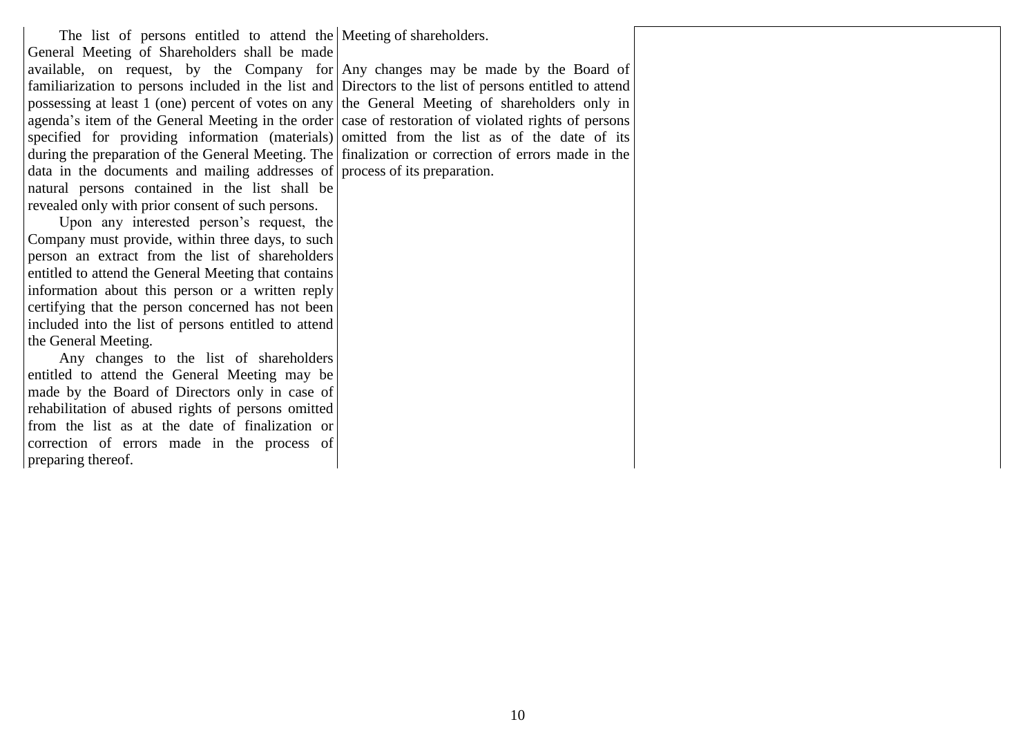| | | |
|---|---|---|
| The list of persons entitled to attend the General Meeting of Shareholders shall be made available, on request, by the Company for familiarization to persons included in the list and possessing at least 1 (one) percent of votes on any agenda's item of the General Meeting in the order specified for providing information (materials) during the preparation of the General Meeting. The data in the documents and mailing addresses of natural persons contained in the list shall be revealed only with prior consent of such persons.<br>Upon any interested person's request, the Company must provide, within three days, to such person an extract from the list of shareholders entitled to attend the General Meeting that contains information about this person or a written reply certifying that the person concerned has not been included into the list of persons entitled to attend the General Meeting.<br>Any changes to the list of shareholders entitled to attend the General Meeting may be made by the Board of Directors only in case of rehabilitation of abused rights of persons omitted from the list as at the date of finalization or correction of errors made in the process of preparing thereof. | Meeting of shareholders.<br><br>Any changes may be made by the Board of Directors to the list of persons entitled to attend the General Meeting of shareholders only in case of restoration of violated rights of persons omitted from the list as of the date of its finalization or correction of errors made in the process of its preparation. | |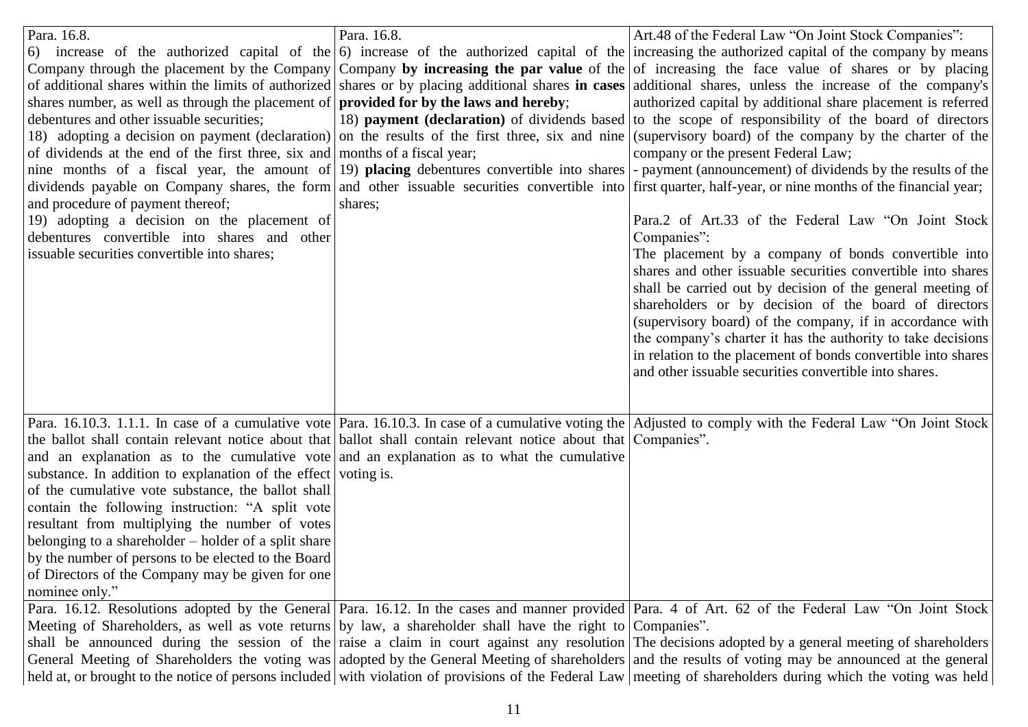| | | |
|---|---|---|
| Para. 16.8.<br>6) increase of the authorized capital of the Company through the placement by the Company of additional shares within the limits of authorized shares number, as well as through the placement of debentures and other issuable securities;<br>18) adopting a decision on payment (declaration) of dividends at the end of the first three, six and nine months of a fiscal year, the amount of dividends payable on Company shares, the form and procedure of payment thereof;<br>19) adopting a decision on the placement of debentures convertible into shares and other issuable securities convertible into shares; | Para. 16.8.<br>6) increase of the authorized capital of the Company **by increasing the par value** of the shares or by placing additional shares **in cases provided for by the laws and hereby**;<br>18) **payment (declaration)** of dividends based on the results of the first three, six and nine months of a fiscal year;<br>19) **placing** debentures convertible into shares and other issuable securities convertible into shares; | Art.48 of the Federal Law "On Joint Stock Companies":<br>increasing the authorized capital of the company by means of increasing the face value of shares or by placing additional shares, unless the increase of the company's authorized capital by additional share placement is referred to the scope of responsibility of the board of directors (supervisory board) of the company by the charter of the company or the present Federal Law;<br>- payment (announcement) of dividends by the results of the first quarter, half-year, or nine months of the financial year;<br><br>Para.2 of Art.33 of the Federal Law "On Joint Stock Companies":<br>The placement by a company of bonds convertible into shares and other issuable securities convertible into shares shall be carried out by decision of the general meeting of shareholders or by decision of the board of directors (supervisory board) of the company, if in accordance with the company's charter it has the authority to take decisions in relation to the placement of bonds convertible into shares and other issuable securities convertible into shares. |
| Para. 16.10.3. 1.1.1. In case of a cumulative vote the ballot shall contain relevant notice about that and an explanation as to the cumulative vote substance. In addition to explanation of the effect of the cumulative vote substance, the ballot shall contain the following instruction: "A split vote resultant from multiplying the number of votes belonging to a shareholder – holder of a split share by the number of persons to be elected to the Board of Directors of the Company may be given for one nominee only." | Para. 16.10.3. In case of a cumulative voting the ballot shall contain relevant notice about that and an explanation as to what the cumulative voting is. | Adjusted to comply with the Federal Law "On Joint Stock Companies". |
| Para. 16.12. Resolutions adopted by the General Meeting of Shareholders, as well as vote returns shall be announced during the session of the General Meeting of Shareholders the voting was held at, or brought to the notice of persons included | Para. 16.12. In the cases and manner provided by law, a shareholder shall have the right to raise a claim in court against any resolution adopted by the General Meeting of shareholders with violation of provisions of the Federal Law | Para. 4 of Art. 62 of the Federal Law "On Joint Stock Companies".<br>The decisions adopted by a general meeting of shareholders and the results of voting may be announced at the general meeting of shareholders during which the voting was held |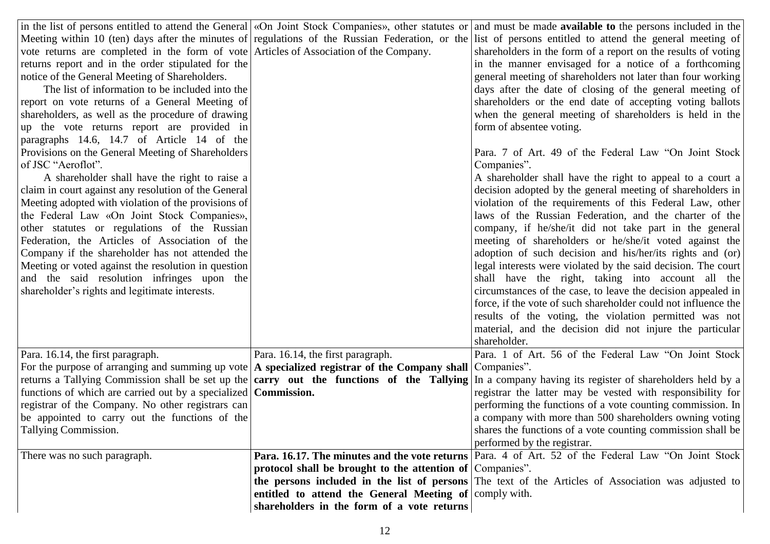| | | |
|---|---|---|
| in the list of persons entitled to attend the General Meeting within 10 (ten) days after the minutes of vote returns are completed in the form of vote returns report and in the order stipulated for the notice of the General Meeting of Shareholders.<br>The list of information to be included into the report on vote returns of a General Meeting of shareholders, as well as the procedure of drawing up the vote returns report are provided in paragraphs 14.6, 14.7 of Article 14 of the Provisions on the General Meeting of Shareholders of JSC "Aeroflot".<br>A shareholder shall have the right to raise a claim in court against any resolution of the General Meeting adopted with violation of the provisions of the Federal Law «On Joint Stock Companies», other statutes or regulations of the Russian Federation, the Articles of Association of the Company if the shareholder has not attended the Meeting or voted against the resolution in question and the said resolution infringes upon the shareholder's rights and legitimate interests. | «On Joint Stock Companies», other statutes or regulations of the Russian Federation, or the Articles of Association of the Company. | and must be made **available to** the persons included in the list of persons entitled to attend the general meeting of shareholders in the form of a report on the results of voting in the manner envisaged for a notice of a forthcoming general meeting of shareholders not later than four working days after the date of closing of the general meeting of shareholders or the end date of accepting voting ballots when the general meeting of shareholders is held in the form of absentee voting.<br><br>Para. 7 of Art. 49 of the Federal Law "On Joint Stock Companies".<br>A shareholder shall have the right to appeal to a court a decision adopted by the general meeting of shareholders in violation of the requirements of this Federal Law, other laws of the Russian Federation, and the charter of the company, if he/she/it did not take part in the general meeting of shareholders or he/she/it voted against the adoption of such decision and his/her/its rights and (or) legal interests were violated by the said decision. The court shall have the right, taking into account all the circumstances of the case, to leave the decision appealed in force, if the vote of such shareholder could not influence the results of the voting, the violation permitted was not material, and the decision did not injure the particular shareholder. |
| Para. 16.14, the first paragraph.<br>For the purpose of arranging and summing up vote returns a Tallying Commission shall be set up the functions of which are carried out by a specialized registrar of the Company. No other registrars can be appointed to carry out the functions of the Tallying Commission. | Para. 16.14, the first paragraph.<br>**A specialized registrar of the Company shall carry out the functions of the Tallying Commission.** | Para. 1 of Art. 56 of the Federal Law "On Joint Stock Companies".<br>In a company having its register of shareholders held by a registrar the latter may be vested with responsibility for performing the functions of a vote counting commission. In a company with more than 500 shareholders owning voting shares the functions of a vote counting commission shall be performed by the registrar. |
| There was no such paragraph. | **Para. 16.17. The minutes and the vote returns protocol shall be brought to the attention of the persons included in the list of persons entitled to attend the General Meeting of shareholders in the form of a vote returns** | Para. 4 of Art. 52 of the Federal Law "On Joint Stock Companies".<br>The text of the Articles of Association was adjusted to comply with. |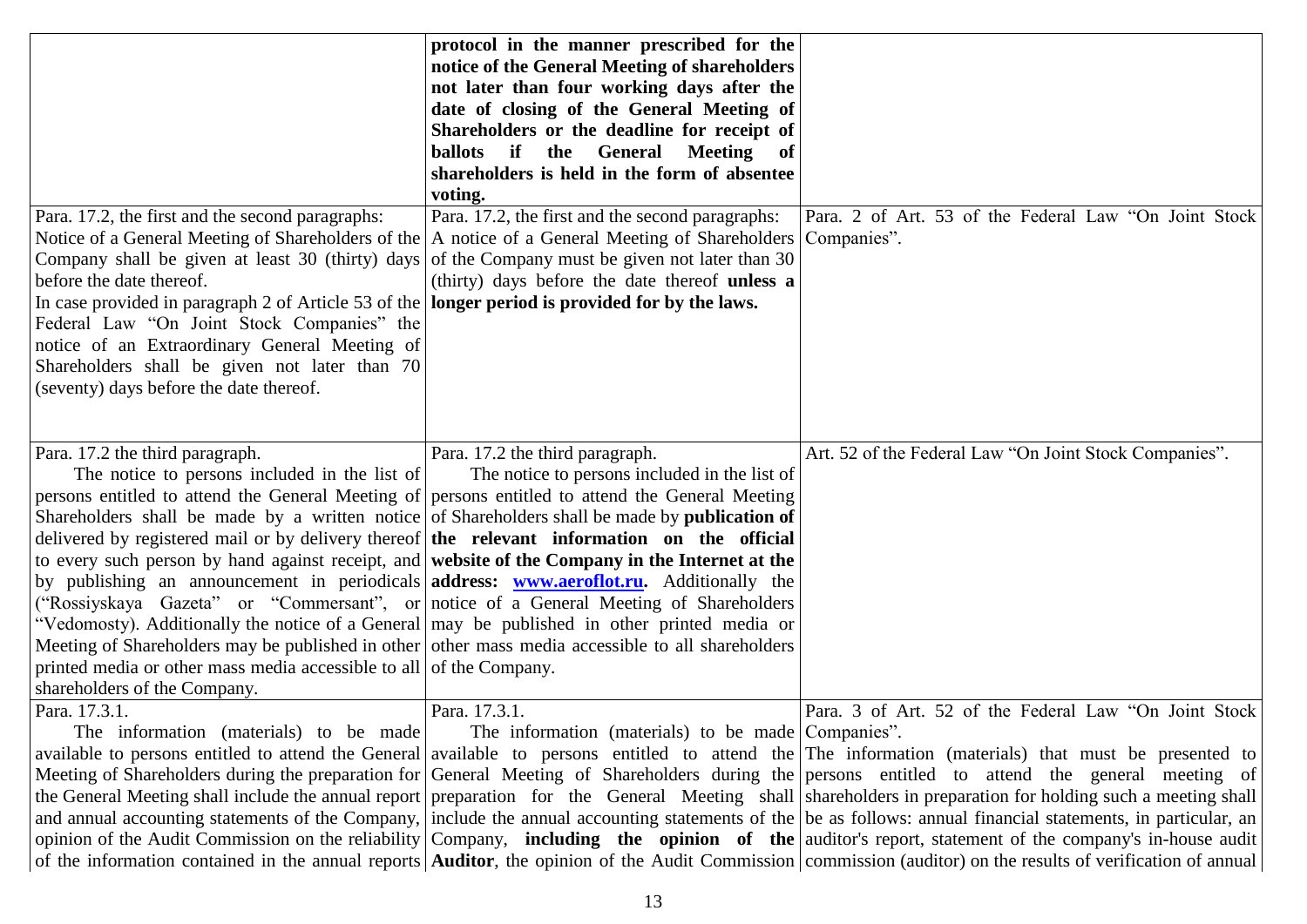| | | |
|---|---|---|
| | **protocol in the manner prescribed for the notice of the General Meeting of shareholders not later than four working days after the date of closing of the General Meeting of Shareholders or the deadline for receipt of ballots if the General Meeting of shareholders is held in the form of absentee voting.** | |
| Para. 17.2, the first and the second paragraphs:<br>Notice of a General Meeting of Shareholders of the Company shall be given at least 30 (thirty) days before the date thereof.<br>In case provided in paragraph 2 of Article 53 of the Federal Law "On Joint Stock Companies" the notice of an Extraordinary General Meeting of Shareholders shall be given not later than 70 (seventy) days before the date thereof. | Para. 17.2, the first and the second paragraphs:<br>A notice of a General Meeting of Shareholders of the Company must be given not later than 30 (thirty) days before the date thereof **unless a longer period is provided for by the laws.** | Para. 2 of Art. 53 of the Federal Law "On Joint Stock Companies". |
| Para. 17.2 the third paragraph.<br>The notice to persons included in the list of persons entitled to attend the General Meeting of Shareholders shall be made by a written notice delivered by registered mail or by delivery thereof to every such person by hand against receipt, and by publishing an announcement in periodicals ("Rossiyskaya Gazeta" or "Commersant", or "Vedomosty). Additionally the notice of a General Meeting of Shareholders may be published in other printed media or other mass media accessible to all shareholders of the Company. | Para. 17.2 the third paragraph.<br>The notice to persons included in the list of persons entitled to attend the General Meeting of Shareholders shall be made by **publication of the relevant information on the official website of the Company in the Internet at the address: www.aeroflot.ru.** Additionally the notice of a General Meeting of Shareholders may be published in other printed media or other mass media accessible to all shareholders of the Company. | Art. 52 of the Federal Law "On Joint Stock Companies". |
| Para. 17.3.1.<br>The information (materials) to be made available to persons entitled to attend the General Meeting of Shareholders during the preparation for the General Meeting shall include the annual report and annual accounting statements of the Company, opinion of the Audit Commission on the reliability of the information contained in the annual reports | Para. 17.3.1.<br>The information (materials) to be made available to persons entitled to attend the General Meeting of Shareholders during the preparation for the General Meeting shall include the annual accounting statements of the Company, **including the opinion of the Auditor**, the opinion of the Audit Commission | Para. 3 of Art. 52 of the Federal Law "On Joint Stock Companies".<br>The information (materials) that must be presented to persons entitled to attend the general meeting of shareholders in preparation for holding such a meeting shall be as follows: annual financial statements, in particular, an auditor's report, statement of the company's in-house audit commission (auditor) on the results of verification of annual |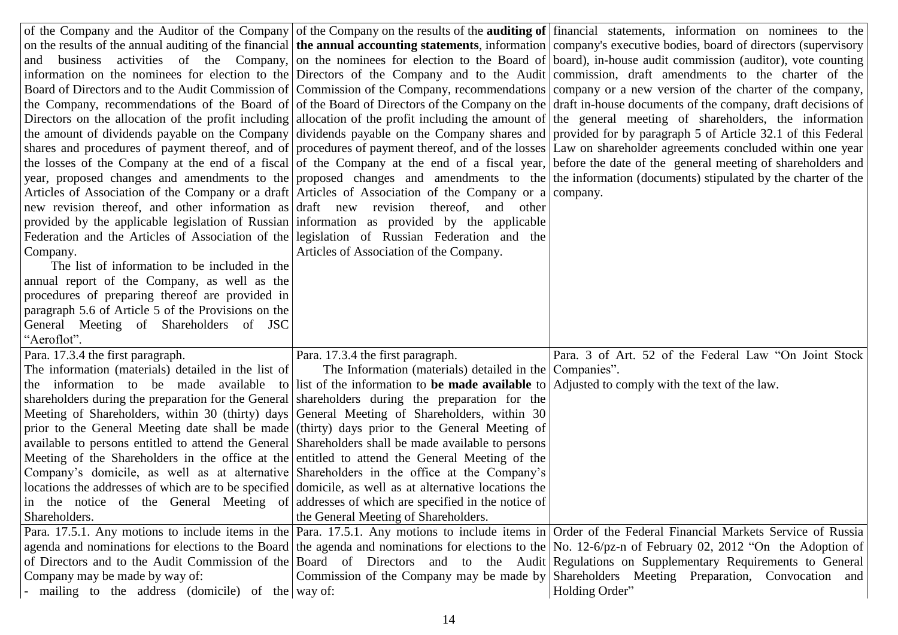| | | |
|---|---|---|
| of the Company and the Auditor of the Company on the results of the annual auditing of the financial and business activities of the Company, information on the nominees for election to the Board of Directors and to the Audit Commission of the Company, recommendations of the Board of Directors on the allocation of the profit including the amount of dividends payable on the Company shares and procedures of payment thereof, and of the losses of the Company at the end of a fiscal year, proposed changes and amendments to the Articles of Association of the Company or a draft new revision thereof, and other information as provided by the applicable legislation of Russian Federation and the Articles of Association of the Company.<br>The list of information to be included in the annual report of the Company, as well as the procedures of preparing thereof are provided in paragraph 5.6 of Article 5 of the Provisions on the General Meeting of Shareholders of JSC "Aeroflot". | of the Company on the results of the **auditing of the annual accounting statements**, information on the nominees for election to the Board of Directors of the Company and to the Audit Commission of the Company, recommendations of the Board of Directors of the Company on the allocation of the profit including the amount of dividends payable on the Company shares and procedures of payment thereof, and of the losses of the Company at the end of a fiscal year, proposed changes and amendments to the Articles of Association of the Company or a draft new revision thereof, and other information as provided by the applicable legislation of Russian Federation and the Articles of Association of the Company. | financial statements, information on nominees to the company's executive bodies, board of directors (supervisory board), in-house audit commission (auditor), vote counting commission, draft amendments to the charter of the company or a new version of the charter of the company, draft in-house documents of the company, draft decisions of the general meeting of shareholders, the information provided for by paragraph 5 of Article 32.1 of this Federal Law on shareholder agreements concluded within one year before the date of the general meeting of shareholders and the information (documents) stipulated by the charter of the company. |
| Para. 17.3.4 the first paragraph.<br>The information (materials) detailed in the list of the information to be made available to shareholders during the preparation for the General Meeting of Shareholders, within 30 (thirty) days prior to the General Meeting date shall be made available to persons entitled to attend the General Meeting of the Shareholders in the office at the Company's domicile, as well as at alternative locations the addresses of which are to be specified in the notice of the General Meeting of Shareholders. | Para. 17.3.4 the first paragraph.<br>The Information (materials) detailed in the list of the information to **be made available** to shareholders during the preparation for the General Meeting of Shareholders, within 30 (thirty) days prior to the General Meeting of Shareholders shall be made available to persons entitled to attend the General Meeting of the Shareholders in the office at the Company's domicile, as well as at alternative locations the addresses of which are specified in the notice of the General Meeting of Shareholders. | Para. 3 of Art. 52 of the Federal Law "On Joint Stock Companies".<br>Adjusted to comply with the text of the law. |
| Para. 17.5.1. Any motions to include items in the agenda and nominations for elections to the Board of Directors and to the Audit Commission of the Company may be made by way of:<br>- mailing to the address (domicile) of the | Para. 17.5.1. Any motions to include items in the agenda and nominations for elections to the Board of Directors and to the Audit Commission of the Company may be made by way of: | Order of the Federal Financial Markets Service of Russia No. 12-6/pz-n of February 02, 2012 "On the Adoption of Regulations on Supplementary Requirements to General Shareholders Meeting Preparation, Convocation and Holding Order" |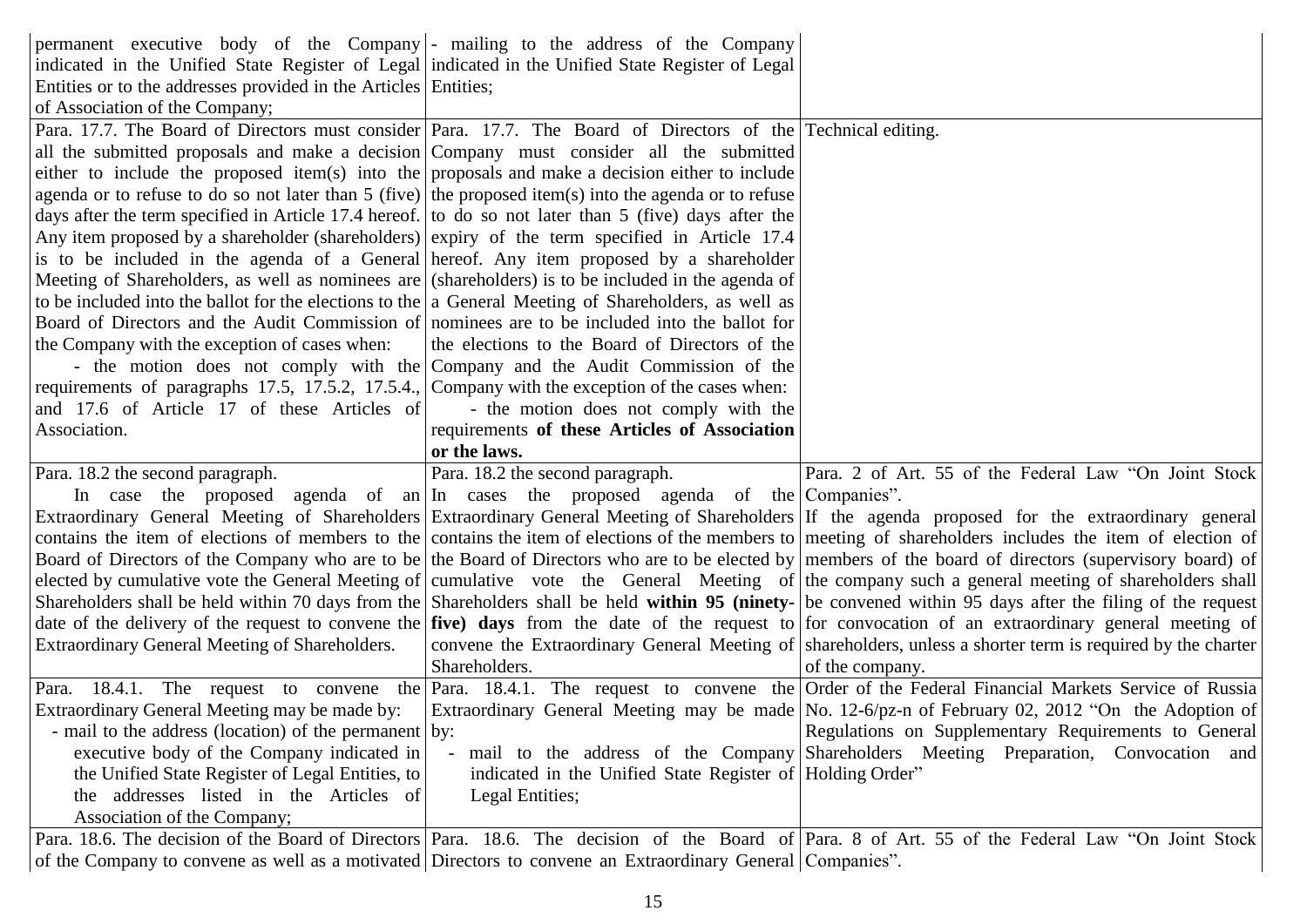| | | |
|---|---|---|
| permanent executive body of the Company indicated in the Unified State Register of Legal Entities or to the addresses provided in the Articles of Association of the Company; | - mailing to the address of the Company indicated in the Unified State Register of Legal Entities; | |
| Para. 17.7. The Board of Directors must consider all the submitted proposals and make a decision either to include the proposed item(s) into the agenda or to refuse to do so not later than 5 (five) days after the term specified in Article 17.4 hereof. Any item proposed by a shareholder (shareholders) is to be included in the agenda of a General Meeting of Shareholders, as well as nominees are to be included into the ballot for the elections to the Board of Directors and the Audit Commission of the Company with the exception of cases when:<br>- the motion does not comply with the requirements of paragraphs 17.5, 17.5.2, 17.5.4., and 17.6 of Article 17 of these Articles of Association. | Para. 17.7. The Board of Directors of the Company must consider all the submitted proposals and make a decision either to include the proposed item(s) into the agenda or to refuse to do so not later than 5 (five) days after the expiry of the term specified in Article 17.4 hereof. Any item proposed by a shareholder (shareholders) is to be included in the agenda of a General Meeting of Shareholders, as well as nominees are to be included into the ballot for the elections to the Board of Directors of the Company and the Audit Commission of the Company with the exception of the cases when:<br>- the motion does not comply with the requirements **of these Articles of Association or the laws.** | Technical editing. |
| Para. 18.2 the second paragraph.<br>In case the proposed agenda of an Extraordinary General Meeting of Shareholders contains the item of elections of members to the Board of Directors of the Company who are to be elected by cumulative vote the General Meeting of Shareholders shall be held within 70 days from the date of the delivery of the request to convene the Extraordinary General Meeting of Shareholders. | Para. 18.2 the second paragraph.<br>In cases the proposed agenda of the Extraordinary General Meeting of Shareholders contains the item of elections of the members to the Board of Directors who are to be elected by cumulative vote the General Meeting of Shareholders shall be held **within 95 (ninety-five) days** from the date of the request to convene the Extraordinary General Meeting of Shareholders. | Para. 2 of Art. 55 of the Federal Law "On Joint Stock Companies".<br>If the agenda proposed for the extraordinary general meeting of shareholders includes the item of election of members of the board of directors (supervisory board) of the company such a general meeting of shareholders shall be convened within 95 days after the filing of the request for convocation of an extraordinary general meeting of shareholders, unless a shorter term is required by the charter of the company. |
| Para. 18.4.1. The request to convene the Extraordinary General Meeting may be made by:<br>- mail to the address (location) of the permanent executive body of the Company indicated in the Unified State Register of Legal Entities, to the addresses listed in the Articles of Association of the Company; | Para. 18.4.1. The request to convene the Extraordinary General Meeting may be made by:<br>- mail to the address of the Company indicated in the Unified State Register of Legal Entities; | Order of the Federal Financial Markets Service of Russia No. 12-6/pz-n of February 02, 2012 "On the Adoption of Regulations on Supplementary Requirements to General Shareholders Meeting Preparation, Convocation and Holding Order" |
| Para. 18.6. The decision of the Board of Directors of the Company to convene as well as a motivated | Para. 18.6. The decision of the Board of Directors to convene an Extraordinary General | Para. 8 of Art. 55 of the Federal Law "On Joint Stock Companies". |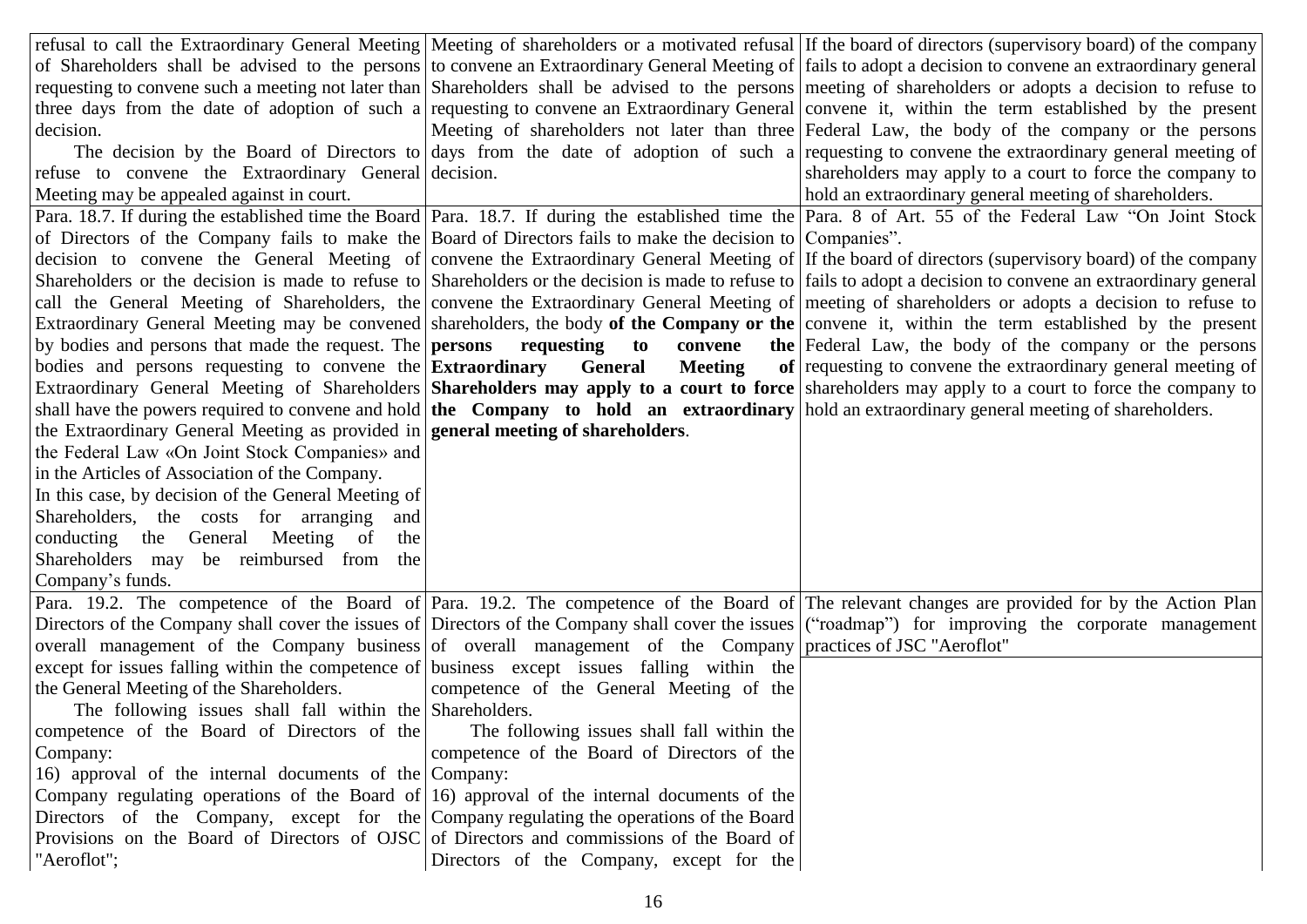| | | |
|---|---|---|
| refusal to call the Extraordinary General Meeting of Shareholders shall be advised to the persons requesting to convene such a meeting not later than three days from the date of adoption of such a decision.<br>The decision by the Board of Directors to refuse to convene the Extraordinary General Meeting may be appealed against in court. | Meeting of shareholders or a motivated refusal to convene an Extraordinary General Meeting of Shareholders shall be advised to the persons requesting to convene an Extraordinary General Meeting of shareholders not later than three days from the date of adoption of such a decision. | If the board of directors (supervisory board) of the company fails to adopt a decision to convene an extraordinary general meeting of shareholders or adopts a decision to refuse to convene it, within the term established by the present Federal Law, the body of the company or the persons requesting to convene the extraordinary general meeting of shareholders may apply to a court for the company to hold an extraordinary general meeting of shareholders. |
| Para. 18.7. If during the established time the Board of Directors of the Company fails to make the decision to convene the General Meeting of Shareholders or the decision is made to refuse to call the General Meeting of Shareholders, the Extraordinary General Meeting may be convened by bodies and persons that made the request. The bodies and persons requesting to convene the Extraordinary General Meeting of Shareholders shall have the powers required to convene and hold the Extraordinary General Meeting as provided in the Federal Law «On Joint Stock Companies» and in the Articles of Association of the Company.<br>In this case, by decision of the General Meeting of Shareholders, the costs for arranging and conducting the General Meeting of the Shareholders may be reimbursed from the Company's funds. | Para. 18.7. If during the established time the Board of Directors fails to make the decision to convene the Extraordinary General Meeting of Shareholders or the decision is made to refuse to convene the Extraordinary General Meeting of shareholders, the body **of the Company or the persons requesting to convene the Extraordinary General Meeting of Shareholders may apply to a court to force the Company to hold an extraordinary general meeting of shareholders**. | Para. 8 of Art. 55 of the Federal Law "On Joint Stock Companies".<br>If the board of directors (supervisory board) of the company fails to adopt a decision to convene an extraordinary general meeting of shareholders or adopts a decision to refuse to convene it, within the term established by the present Federal Law, the body of the company or the persons requesting to convene the extraordinary general meeting of shareholders may apply to a court to force the company to hold an extraordinary general meeting of shareholders. |
| Para. 19.2. The competence of the Board of Directors of the Company shall cover the issues of overall management of the Company business except for issues falling within the competence of the General Meeting of the Shareholders.<br>The following issues shall fall within the competence of the Board of Directors of the Company:<br>16) approval of the internal documents of the Company regulating operations of the Board of Directors of the Company, except for the Provisions on the Board of Directors of OJSC "Aeroflot"; | Para. 19.2. The competence of the Board of Directors of the Company shall cover the issues of overall management of the Company business except issues falling within the competence of the General Meeting of the Shareholders.<br>The following issues shall fall within the competence of the Board of Directors of the Company:<br>16) approval of the internal documents of the Company regulating the operations of the Board of Directors and commissions of the Board of Directors of the Company, except for the | The relevant changes are provided for by the Action Plan ("roadmap") for improving the corporate management practices of JSC "Aeroflot" |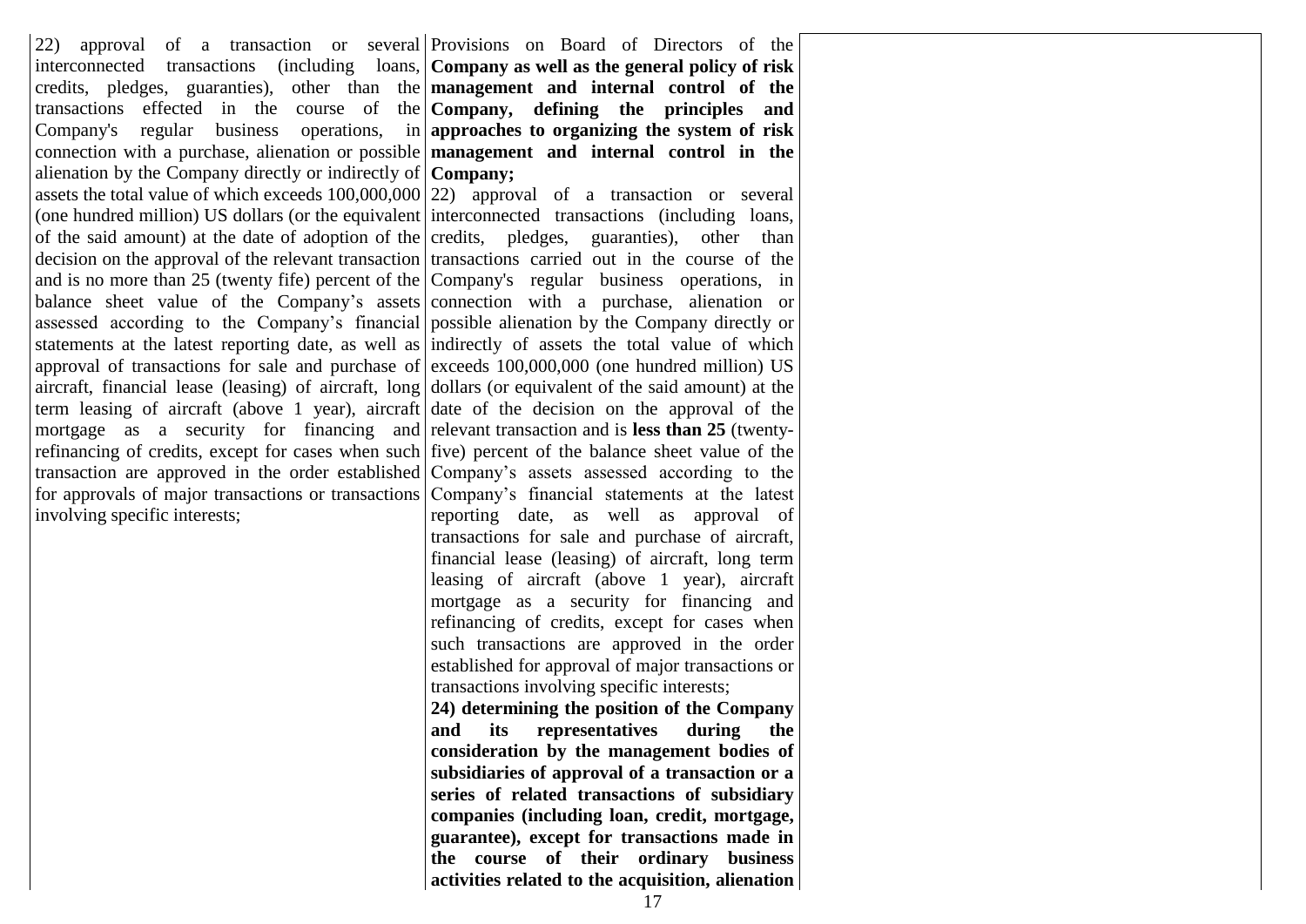| | | |
|---|---|---|
| 22) approval of a transaction or several interconnected transactions (including loans, credits, pledges, guaranties), other than the transactions effected in the course of the Company's regular business operations, in connection with a purchase, alienation or possible alienation by the Company directly or indirectly of assets the total value of which exceeds 100,000,000 (one hundred million) US dollars (or the equivalent of the said amount) at the date of adoption of the decision on the approval of the relevant transaction and is no more than 25 (twenty fife) percent of the balance sheet value of the Company's assets assessed according to the Company's financial statements at the latest reporting date, as well as approval of transactions for sale and purchase of aircraft, financial lease (leasing) of aircraft, long term leasing of aircraft (above 1 year), aircraft mortgage as a security for financing and refinancing of credits, except for cases when such transaction are approved in the order established for approvals of major transactions or transactions involving specific interests; | Provisions on Board of Directors of the **Company as well as the general policy of risk management and internal control of the Company, defining the principles and approaches to organizing the system of risk management and internal control in the Company;**<br>22) approval of a transaction or several interconnected transactions (including loans, credits, pledges, guaranties), other than transactions carried out in the course of the Company's regular business operations, in connection with a purchase, alienation or possible alienation by the Company directly or indirectly of assets the total value of which exceeds 100,000,000 (one hundred million) US dollars (or equivalent of the said amount) at the date of the decision on the approval of the relevant transaction and is **less than 25** (twenty-five) percent of the balance sheet value of the Company's assets assessed according to the Company's financial statements at the latest reporting date, as well as approval of transactions for sale and purchase of aircraft, financial lease (leasing) of aircraft, long term leasing of aircraft (above 1 year), aircraft mortgage as a security for financing and refinancing of credits, except for cases when such transactions are approved in the order established for approval of major transactions or transactions involving specific interests;<br>**24) determining the position of the Company and its representatives during the consideration by the management bodies of subsidiaries of approval of a transaction or a series of related transactions of subsidiary companies (including loan, credit, mortgage, guarantee), except for transactions made in the course of their ordinary business activities related to the acquisition, alienation** | |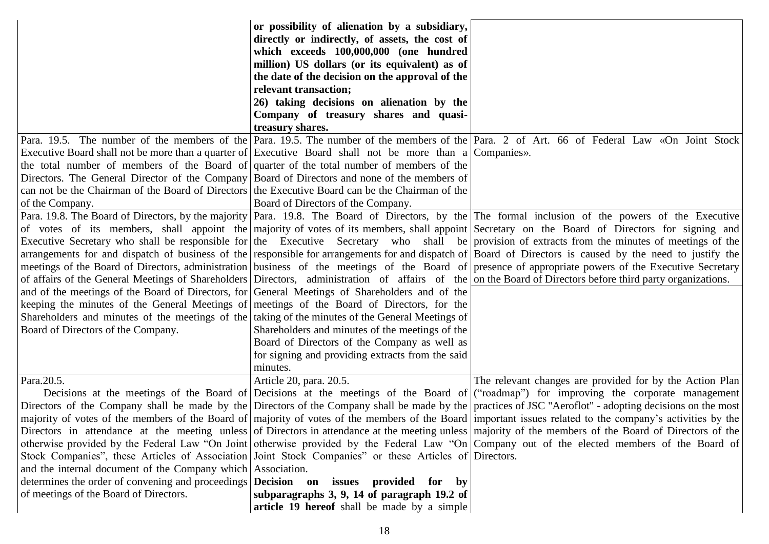| | | |
|---|---|---|
| | **or possibility of alienation by a subsidiary, directly or indirectly, of assets, the cost of which exceeds 100,000,000 (one hundred million) US dollars (or its equivalent) as of the date of the decision on the approval of the relevant transaction;**<br>**26) taking decisions on alienation by the Company of treasury shares and quasi-treasury shares.** | |
| Para. 19.5. The number of the members of the Executive Board shall not be more than a quarter of the total number of members of the Board of Directors. The General Director of the Company can not be the Chairman of the Board of Directors of the Company. | Para. 19.5. The number of the members of the Executive Board shall not be more than a quarter of the total number of members of the Board of Directors and none of the members of the Executive Board can be the Chairman of the Board of Directors of the Company. | Para. 2 of Art. 66 of Federal Law «On Joint Stock Companies». |
| Para. 19.8. The Board of Directors, by the majority of votes of its members, shall appoint the Executive Secretary who shall be responsible for arrangements for and dispatch of business of the meetings of the Board of Directors, administration of affairs of the General Meetings of Shareholders and of the meetings of the Board of Directors, for keeping the minutes of the General Meetings of Shareholders and minutes of the meetings of the Board of Directors of the Company. | Para. 19.8. The Board of Directors, by the majority of votes of its members, shall appoint the Executive Secretary who shall be responsible for arrangements for and dispatch of business of the meetings of the Board of Directors, administration of affairs of the General Meetings of Shareholders and of the meetings of the Board of Directors, for the taking of the minutes of the General Meetings of Shareholders and minutes of the meetings of the Board of Directors of the Company as well as for signing and providing extracts from the said minutes. | The formal inclusion of the powers of the Executive Secretary on the Board of Directors for signing and provision of extracts from the minutes of meetings of the Board of Directors is caused by the need to justify the presence of appropriate powers of the Executive Secretary on the Board of Directors before third party organizations. |
| Para.20.5.<br>Decisions at the meetings of the Board of Directors of the Company shall be made by the majority of votes of the members of the Board of Directors in attendance at the meeting unless otherwise provided by the Federal Law "On Joint Stock Companies", these Articles of Association and the internal document of the Company which determines the order of convening and proceedings of meetings of the Board of Directors. | Article 20, para. 20.5.<br>Decisions at the meetings of the Board of Directors of the Company shall be made by the majority of votes of the members of the Board of Directors in attendance at the meeting unless otherwise provided by the Federal Law "On Joint Stock Companies" or these Articles of Association.<br>**Decision on issues provided for by subparagraphs 3, 9, 14 of paragraph 19.2 of article 19 hereof** shall be made by a simple | The relevant changes are provided for by the Action Plan ("roadmap") for improving the corporate management practices of JSC "Aeroflot" - adopting decisions on the most important issues related to the company's activities by the majority of the members of the Board of Directors of the Company out of the elected members of the Board of Directors. |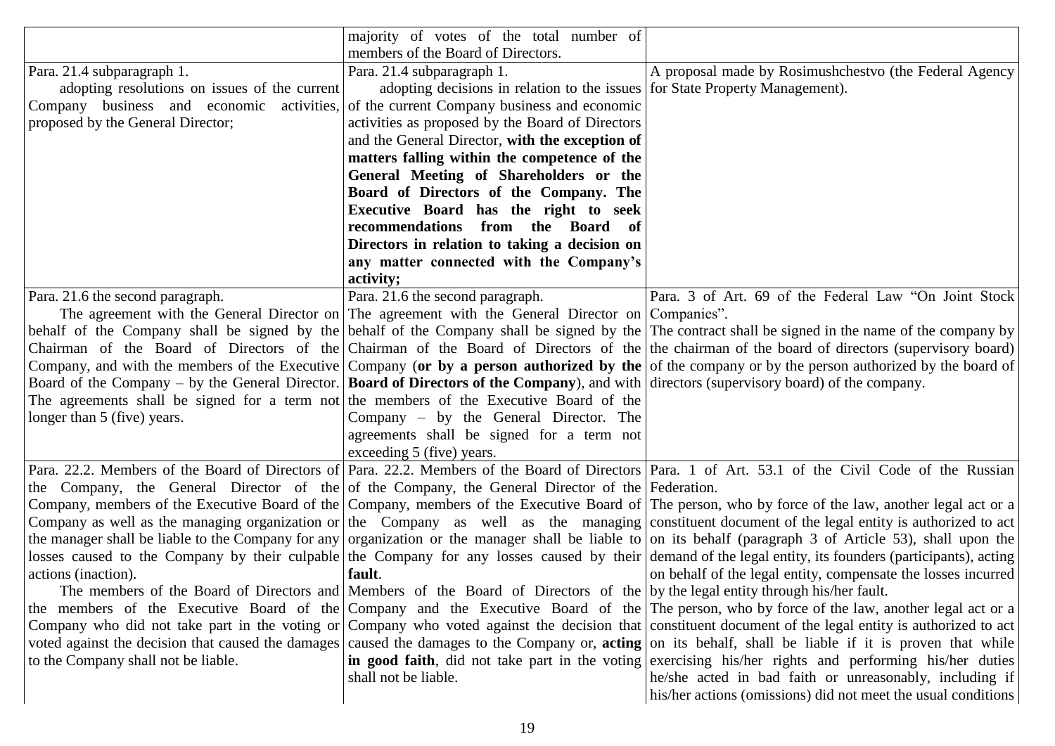| | | |
|---|---|---|
| | majority of votes of the total number of members of the Board of Directors. | |
| Para. 21.4 subparagraph 1. adopting resolutions on issues of the current Company business and economic activities, proposed by the General Director; | Para. 21.4 subparagraph 1. adopting decisions in relation to the issues of the current Company business and economic activities as proposed by the Board of Directors and the General Director, **with the exception of matters falling within the competence of the General Meeting of Shareholders or the Board of Directors of the Company. The Executive Board has the right to seek recommendations from the Board of Directors in relation to taking a decision on any matter connected with the Company's activity;** | A proposal made by Rosimushchestvo (the Federal Agency for State Property Management). |
| Para. 21.6 the second paragraph. The agreement with the General Director on behalf of the Company shall be signed by the Chairman of the Board of Directors of the Company, and with the members of the Executive Board of the Company – by the General Director. The agreements shall be signed for a term not longer than 5 (five) years. | Para. 21.6 the second paragraph. The agreement with the General Director on behalf of the Company shall be signed by the Chairman of the Board of Directors of the Company (**or by a person authorized by the Board of Directors of the Company**), and with the members of the Executive Board of the Company – by the General Director. The agreements shall be signed for a term not exceeding 5 (five) years. | Para. 3 of Art. 69 of the Federal Law "On Joint Stock Companies". The contract shall be signed in the name of the company by the chairman of the board of directors (supervisory board) of the company or by the person authorized by the board of directors (supervisory board) of the company. |
| Para. 22.2. Members of the Board of Directors of the Company, the General Director of the Company, members of the Executive Board of the Company as well as the managing organization or the manager shall be liable to the Company for any losses caused to the Company by their culpable actions (inaction). The members of the Board of Directors and the members of the Executive Board of the Company who did not take part in the voting or voted against the decision that caused the damages to the Company shall not be liable. | Para. 22.2. Members of the Board of Directors of the Company, the General Director of the Company, members of the Executive Board of the Company as well as the managing organization or the manager shall be liable to the Company for any losses caused by their **fault**. Members of the Board of Directors of the Company and the Executive Board of the Company who voted against the decision that caused the damages to the Company or, **acting in good faith**, did not take part in the voting shall not be liable. | Para. 1 of Art. 53.1 of the Civil Code of the Russian Federation. The person, who by force of the law, another legal act or a constituent document of the legal entity is authorized to act on its behalf (paragraph 3 of Article 53), shall upon the demand of the legal entity, its founders (participants), acting on behalf of the legal entity, compensate the losses incurred by the legal entity through his/her fault. The person, who by force of the law, another legal act or a constituent document of the legal entity is authorized to act on its behalf, shall be liable if it is proven that while exercising his/her rights and performing his/her duties he/she acted in bad faith or unreasonably, including if his/her actions (omissions) did not meet the usual conditions |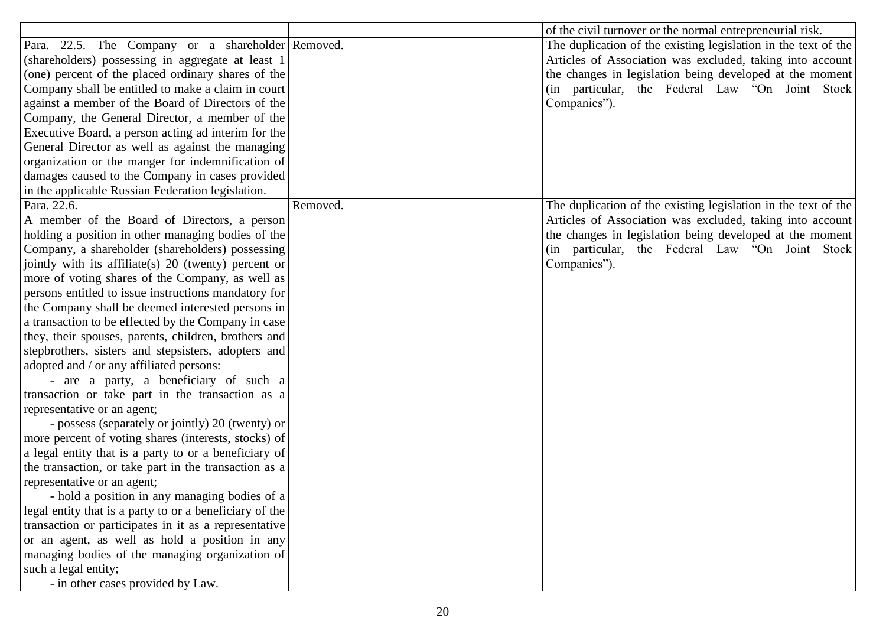| | | |
|---|---|---|
| | | of the civil turnover or the normal entrepreneurial risk. |
| Para. 22.5. The Company or a shareholder (shareholders) possessing in aggregate at least 1 (one) percent of the placed ordinary shares of the Company shall be entitled to make a claim in court against a member of the Board of Directors of the Company, the General Director, a member of the Executive Board, a person acting ad interim for the General Director as well as against the managing organization or the manger for indemnification of damages caused to the Company in cases provided in the applicable Russian Federation legislation. | Removed. | The duplication of the existing legislation in the text of the Articles of Association was excluded, taking into account the changes in legislation being developed at the moment (in particular, the Federal Law "On Joint Stock Companies"). |
| Para. 22.6.<br>A member of the Board of Directors, a person holding a position in other managing bodies of the Company, a shareholder (shareholders) possessing jointly with its affiliate(s) 20 (twenty) percent or more of voting shares of the Company, as well as persons entitled to issue instructions mandatory for the Company shall be deemed interested persons in a transaction to be effected by the Company in case they, their spouses, parents, children, brothers and stepbrothers, sisters and stepsisters, adopters and adopted and / or any affiliated persons:<br>- are a party, a beneficiary of such a transaction or take part in the transaction as a representative or an agent;<br>- possess (separately or jointly) 20 (twenty) or more percent of voting shares (interests, stocks) of a legal entity that is a party to or a beneficiary of the transaction, or take part in the transaction as a representative or an agent;<br>- hold a position in any managing bodies of a legal entity that is a party to or a beneficiary of the transaction or participates in it as a representative or an agent, as well as hold a position in any managing bodies of the managing organization of such a legal entity;<br>- in other cases provided by Law. | Removed. | The duplication of the existing legislation in the text of the Articles of Association was excluded, taking into account the changes in legislation being developed at the moment (in particular, the Federal Law "On Joint Stock Companies"). |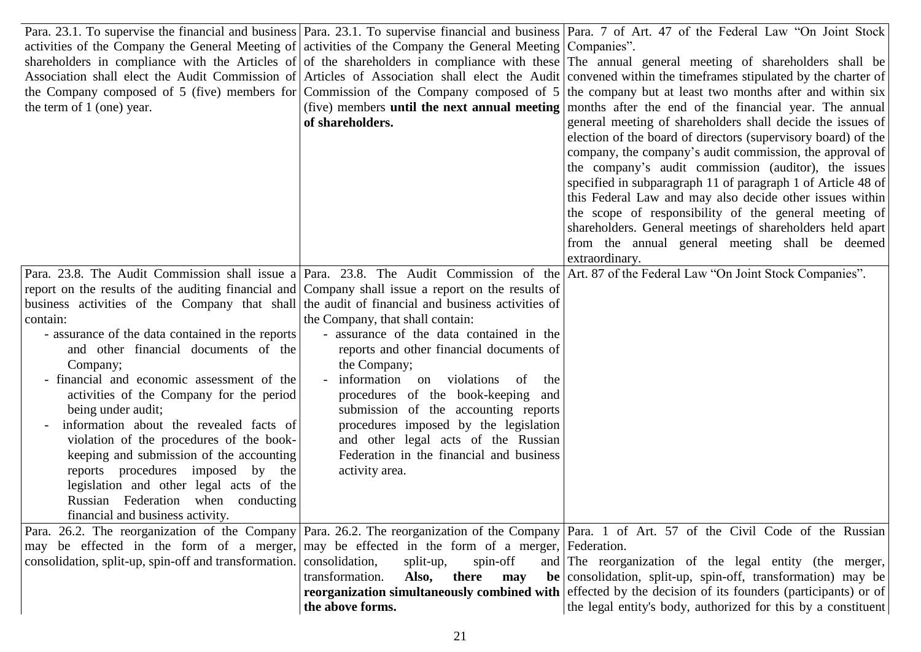| | | |
|---|---|---|
| Para. 23.1. To supervise the financial and business activities of the Company the General Meeting of shareholders in compliance with the Articles of Association shall elect the Audit Commission of the Company composed of 5 (five) members for the term of 1 (one) year. | Para. 23.1. To supervise financial and business activities of the Company the General Meeting of the shareholders in compliance with these Articles of Association shall elect the Audit Commission of the Company composed of 5 (five) members **until the next annual meeting of shareholders.** | Para. 7 of Art. 47 of the Federal Law "On Joint Stock Companies".<br>The annual general meeting of shareholders shall be convened within the timeframes stipulated by the charter of the company but at least two months after and within six months after the end of the financial year. The annual general meeting of shareholders shall decide the issues of election of the board of directors (supervisory board) of the company, the company's audit commission, the approval of the company's audit commission (auditor), the issues specified in subparagraph 11 of paragraph 1 of Article 48 of this Federal Law and may also decide other issues within the scope of responsibility of the general meeting of shareholders. General meetings of shareholders held apart from the annual general meeting shall be deemed extraordinary. |
| Para. 23.8. The Audit Commission shall issue a report on the results of the auditing financial and business activities of the Company that shall contain:<br>- assurance of the data contained in the reports and other financial documents of the Company;<br>- financial and economic assessment of the activities of the Company for the period being under audit;<br>- information about the revealed facts of violation of the procedures of the book-keeping and submission of the accounting reports procedures imposed by the legislation and other legal acts of the Russian Federation when conducting financial and business activity. | Para. 23.8. The Audit Commission of the Company shall issue a report on the results of the audit of financial and business activities of the Company, that shall contain:<br>- assurance of the data contained in the reports and other financial documents of the Company;<br>- information on violations of the procedures of the book-keeping and submission of the accounting reports procedures imposed by the legislation and other legal acts of the Russian Federation in the financial and business activity area. | Art. 87 of the Federal Law "On Joint Stock Companies". |
| Para. 26.2. The reorganization of the Company may be effected in the form of a merger, consolidation, split-up, spin-off and transformation. | Para. 26.2. The reorganization of the Company may be effected in the form of a merger, consolidation, split-up, spin-off and transformation. **Also, there may be reorganization simultaneously combined with the above forms.** | Para. 1 of Art. 57 of the Civil Code of the Russian Federation.<br>The reorganization of the legal entity (the merger, consolidation, split-up, spin-off, transformation) may be effected by the decision of its founders (participants) or of the legal entity's body, authorized for this by a constituent |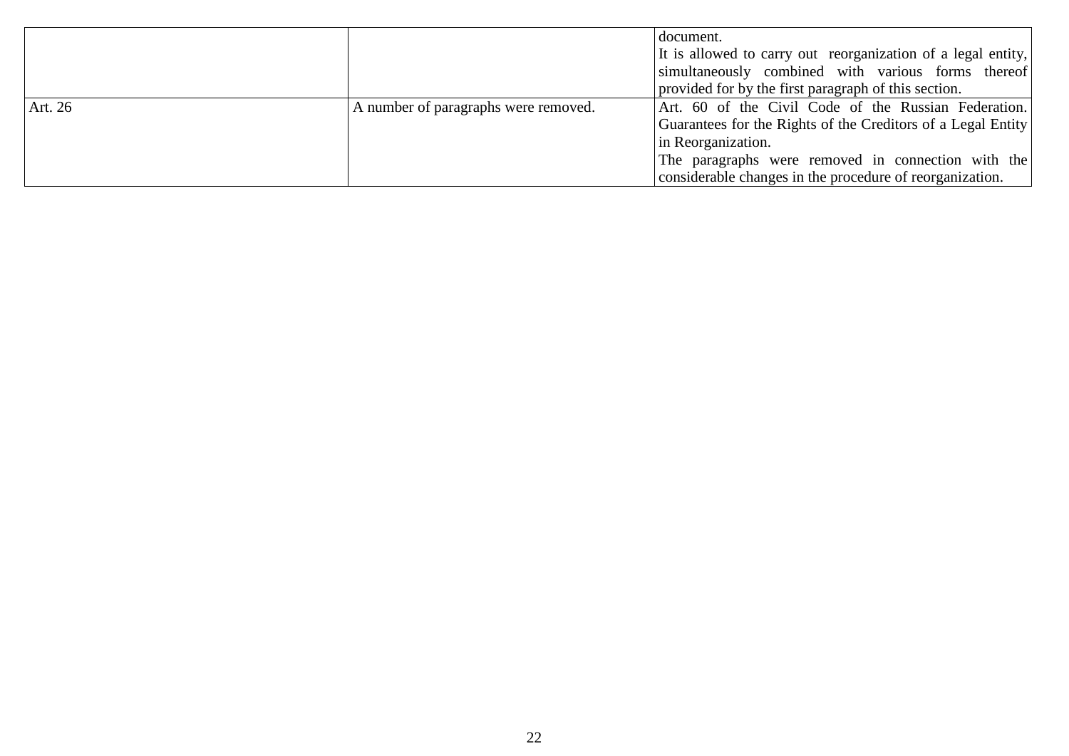| | | |
|---|---|---|
| | | document.<br>It is allowed to carry out reorganization of a legal entity, simultaneously combined with various forms thereof provided for by the first paragraph of this section. |
| Art. 26 | A number of paragraphs were removed. | Art. 60 of the Civil Code of the Russian Federation. Guarantees for the Rights of the Creditors of a Legal Entity in Reorganization.<br>The paragraphs were removed in connection with the considerable changes in the procedure of reorganization. |